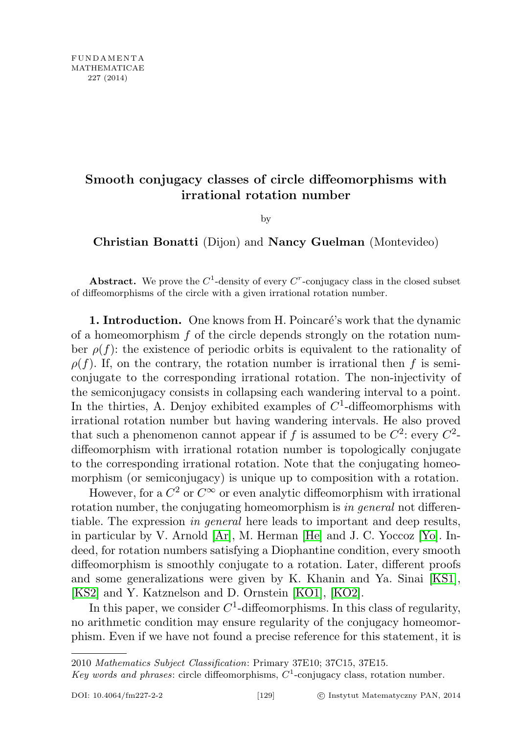# Smooth conjugacy classes of circle diffeomorphisms with irrational rotation number

by

**Christian Bonatti** (Dijon) and **Nancy Guelman** (Montevideo)

**Abstract.** We prove the $C^1$-density of every $C^r$-conjugacy class in the closed subset of diffeomorphisms of the circle with a given irrational rotation number.

**1. Introduction.** One knows from H. Poincaré's work that the dynamic of a homeomorphism $f$ of the circle depends strongly on the rotation number $\rho(f)$: the existence of periodic orbits is equivalent to the rationality of $\rho(f)$. If, on the contrary, the rotation number is irrational then $f$ is semiconjugate to the corresponding irrational rotation. The non-injectivity of the semiconjugacy consists in collapsing each wandering interval to a point. In the thirties, A. Denjoy exhibited examples of $C^1$-diffeomorphisms with irrational rotation number but having wandering intervals. He also proved that such a phenomenon cannot appear if $f$ is assumed to be $C^2$: every $C^2$-diffeomorphism with irrational rotation number is topologically conjugate to the corresponding irrational rotation. Note that the conjugating homeomorphism (or semiconjugacy) is unique up to composition with a rotation.

However, for a $C^2$ or $C^\infty$ or even analytic diffeomorphism with irrational rotation number, the conjugating homeomorphism is *in general* not differentiable. The expression *in general* here leads to important and deep results, in particular by V. Arnold [Ar], M. Herman [He] and J. C. Yoccoz [Yo]. Indeed, for rotation numbers satisfying a Diophantine condition, every smooth diffeomorphism is smoothly conjugate to a rotation. Later, different proofs and some generalizations were given by K. Khanin and Ya. Sinai [KS1], [KS2] and Y. Katznelson and D. Ornstein [KO1], [KO2].

In this paper, we consider $C^1$-diffeomorphisms. In this class of regularity, no arithmetic condition may ensure regularity of the conjugacy homeomorphism. Even if we have not found a precise reference for this statement, it is

2010 *Mathematics Subject Classification*: Primary 37E10; 37C15, 37E15.

*Key words and phrases*: circle diffeomorphisms, $C^1$-conjugacy class, rotation number.

DOI: 10.4064/fm227-2-2 © Instytut Matematyczny PAN, 2014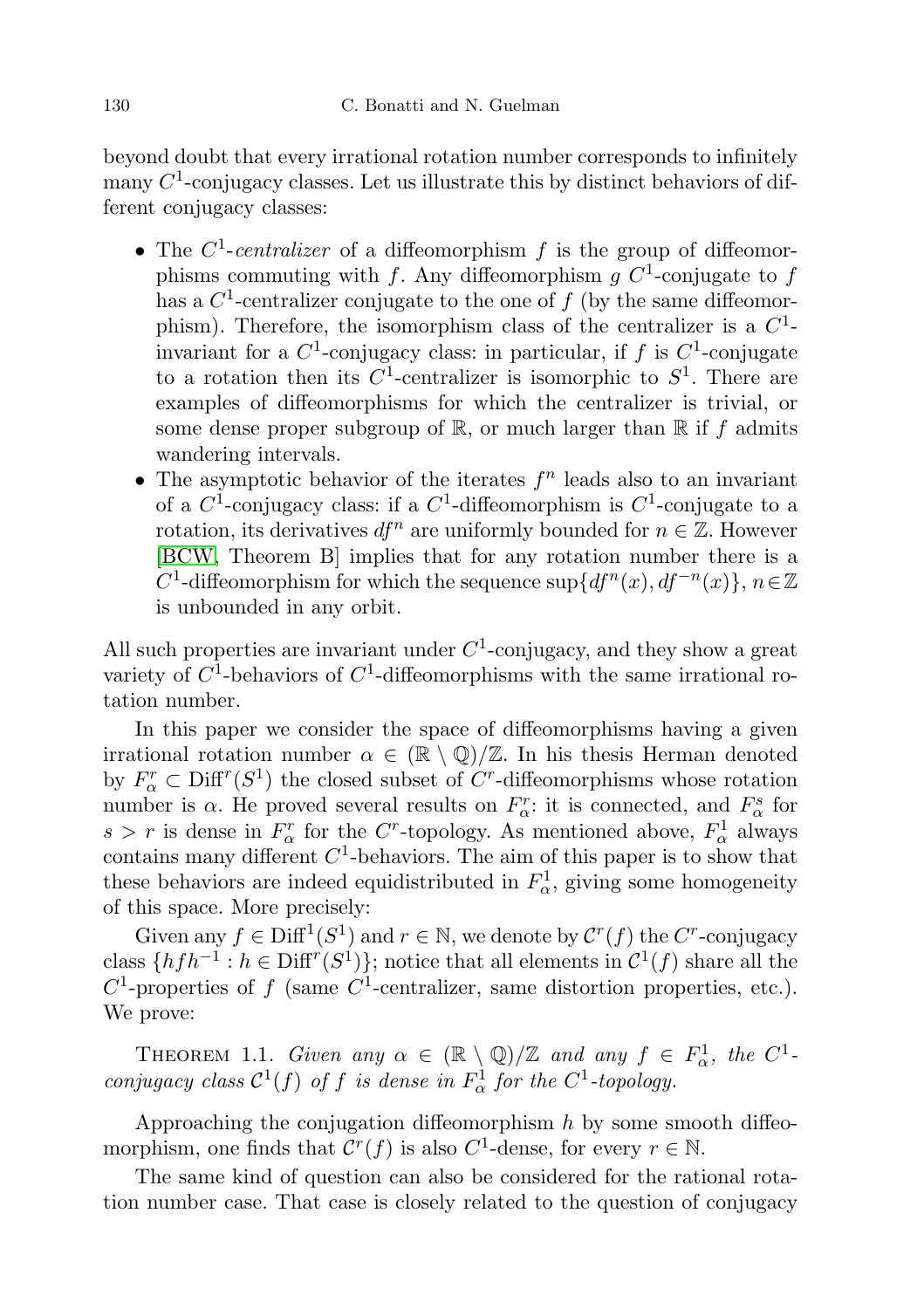beyond doubt that every irrational rotation number corresponds to infinitely many $C^1$-conjugacy classes. Let us illustrate this by distinct behaviors of different conjugacy classes:

- The $C^1$-*centralizer* of a diffeomorphism $f$ is the group of diffeomorphisms commuting with $f$. Any diffeomorphism $g$ $C^1$-conjugate to $f$ has a $C^1$-centralizer conjugate to the one of $f$ (by the same diffeomorphism). Therefore, the isomorphism class of the centralizer is a $C^1$-invariant for a $C^1$-conjugacy class: in particular, if $f$ is $C^1$-conjugate to a rotation then its $C^1$-centralizer is isomorphic to $S^1$. There are examples of diffeomorphisms for which the centralizer is trivial, or some dense proper subgroup of $\mathbb{R}$, or much larger than $\mathbb{R}$ if $f$ admits wandering intervals.
- The asymptotic behavior of the iterates $f^n$ leads also to an invariant of a $C^1$-conjugacy class: if a $C^1$-diffeomorphism is $C^1$-conjugate to a rotation, its derivatives $df^n$ are uniformly bounded for $n \in \mathbb{Z}$. However [BCW, Theorem B] implies that for any rotation number there is a $C^1$-diffeomorphism for which the sequence $\sup\{df^n(x), df^{-n}(x)\}$, $n \in \mathbb{Z}$ is unbounded in any orbit.

All such properties are invariant under $C^1$-conjugacy, and they show a great variety of $C^1$-behaviors of $C^1$-diffeomorphisms with the same irrational rotation number.

In this paper we consider the space of diffeomorphisms having a given irrational rotation number $\alpha \in (\mathbb{R} \setminus \mathbb{Q})/\mathbb{Z}$. In his thesis Herman denoted by $F^r_\alpha \subset \mathrm{Diff}^r(S^1)$ the closed subset of $C^r$-diffeomorphisms whose rotation number is $\alpha$. He proved several results on $F^r_\alpha$: it is connected, and $F^s_\alpha$ for $s > r$ is dense in $F^r_\alpha$ for the $C^r$-topology. As mentioned above, $F^1_\alpha$ always contains many different $C^1$-behaviors. The aim of this paper is to show that these behaviors are indeed equidistributed in $F^1_\alpha$, giving some homogeneity of this space. More precisely:

Given any $f \in \mathrm{Diff}^1(S^1)$ and $r \in \mathbb{N}$, we denote by $\mathcal{C}^r(f)$ the $C^r$-conjugacy class $\{hfh^{-1} : h \in \mathrm{Diff}^r(S^1)\}$; notice that all elements in $\mathcal{C}^1(f)$ share all the $C^1$-properties of $f$ (same $C^1$-centralizer, same distortion properties, etc.). We prove:

Theorem 1.1. *Given any $\alpha \in (\mathbb{R} \setminus \mathbb{Q})/\mathbb{Z}$ and any $f \in F^1_\alpha$, the $C^1$-conjugacy class $\mathcal{C}^1(f)$ of $f$ is dense in $F^1_\alpha$ for the $C^1$-topology.*

Approaching the conjugation diffeomorphism $h$ by some smooth diffeomorphism, one finds that $\mathcal{C}^r(f)$ is also $C^1$-dense, for every $r \in \mathbb{N}$.

The same kind of question can also be considered for the rational rotation number case. That case is closely related to the question of conjugacy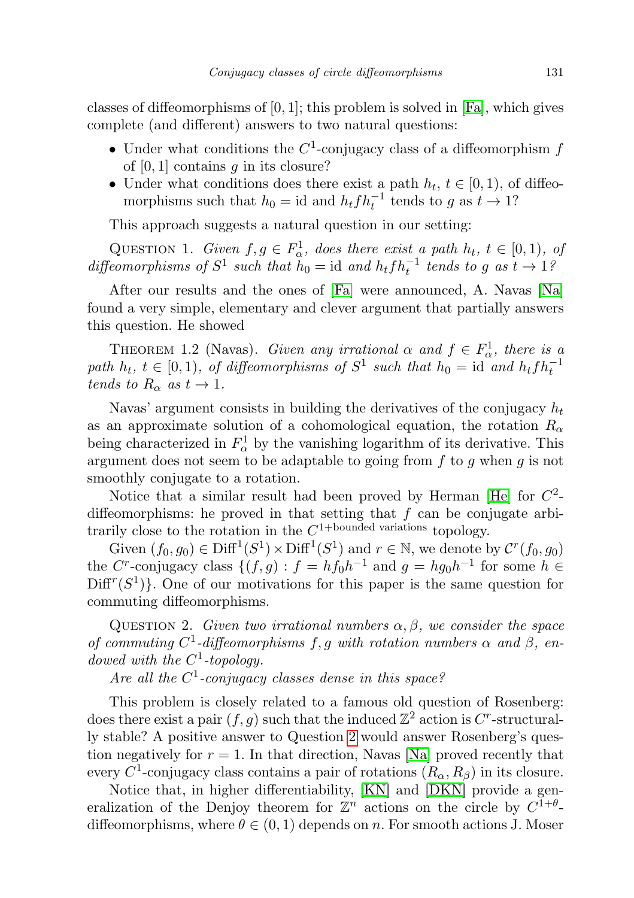classes of diffeomorphisms of $[0,1]$; this problem is solved in [Fa], which gives complete (and different) answers to two natural questions:

- Under what conditions the $C^1$-conjugacy class of a diffeomorphism $f$ of $[0,1]$ contains $g$ in its closure?
- Under what conditions does there exist a path $h_t$, $t \in [0,1)$, of diffeomorphisms such that $h_0 = \mathrm{id}$ and $h_t f h_t^{-1}$ tends to $g$ as $t \to 1$?

This approach suggests a natural question in our setting:

QUESTION 1. *Given $f, g \in F^1_\alpha$, does there exist a path $h_t$, $t \in [0,1)$, of diffeomorphisms of $S^1$ such that $h_0 = \mathrm{id}$ and $h_t f h_t^{-1}$ tends to $g$ as $t \to 1$?*

After our results and the ones of [Fa] were announced, A. Navas [Na] found a very simple, elementary and clever argument that partially answers this question. He showed

THEOREM 1.2 (Navas). *Given any irrational $\alpha$ and $f \in F^1_\alpha$, there is a path $h_t$, $t \in [0,1)$, of diffeomorphisms of $S^1$ such that $h_0 = \mathrm{id}$ and $h_t f h_t^{-1}$ tends to $R_\alpha$ as $t \to 1$.*

Navas' argument consists in building the derivatives of the conjugacy $h_t$ as an approximate solution of a cohomological equation, the rotation $R_\alpha$ being characterized in $F^1_\alpha$ by the vanishing logarithm of its derivative. This argument does not seem to be adaptable to going from $f$ to $g$ when $g$ is not smoothly conjugate to a rotation.

Notice that a similar result had been proved by Herman [He] for $C^2$-diffeomorphisms: he proved in that setting that $f$ can be conjugate arbitrarily close to the rotation in the $C^{1+\text{bounded variations}}$ topology.

Given $(f_0, g_0) \in \mathrm{Diff}^1(S^1) \times \mathrm{Diff}^1(S^1)$ and $r \in \mathbb{N}$, we denote by $\mathcal{C}^r(f_0, g_0)$ the $C^r$-conjugacy class $\{(f,g) : f = h f_0 h^{-1}$ and $g = h g_0 h^{-1}$ for some $h \in \mathrm{Diff}^r(S^1)\}$. One of our motivations for this paper is the same question for commuting diffeomorphisms.

QUESTION 2. *Given two irrational numbers $\alpha, \beta$, we consider the space of commuting $C^1$-diffeomorphisms $f, g$ with rotation numbers $\alpha$ and $\beta$, endowed with the $C^1$-topology.*

*Are all the $C^1$-conjugacy classes dense in this space?*

This problem is closely related to a famous old question of Rosenberg: does there exist a pair $(f,g)$ such that the induced $\mathbb{Z}^2$ action is $C^r$-structurally stable? A positive answer to Question 2 would answer Rosenberg's question negatively for $r = 1$. In that direction, Navas [Na] proved recently that every $C^1$-conjugacy class contains a pair of rotations $(R_\alpha, R_\beta)$ in its closure.

Notice that, in higher differentiability, [KN] and [DKN] provide a generalization of the Denjoy theorem for $\mathbb{Z}^n$ actions on the circle by $C^{1+\theta}$-diffeomorphisms, where $\theta \in (0,1)$ depends on $n$. For smooth actions J. Moser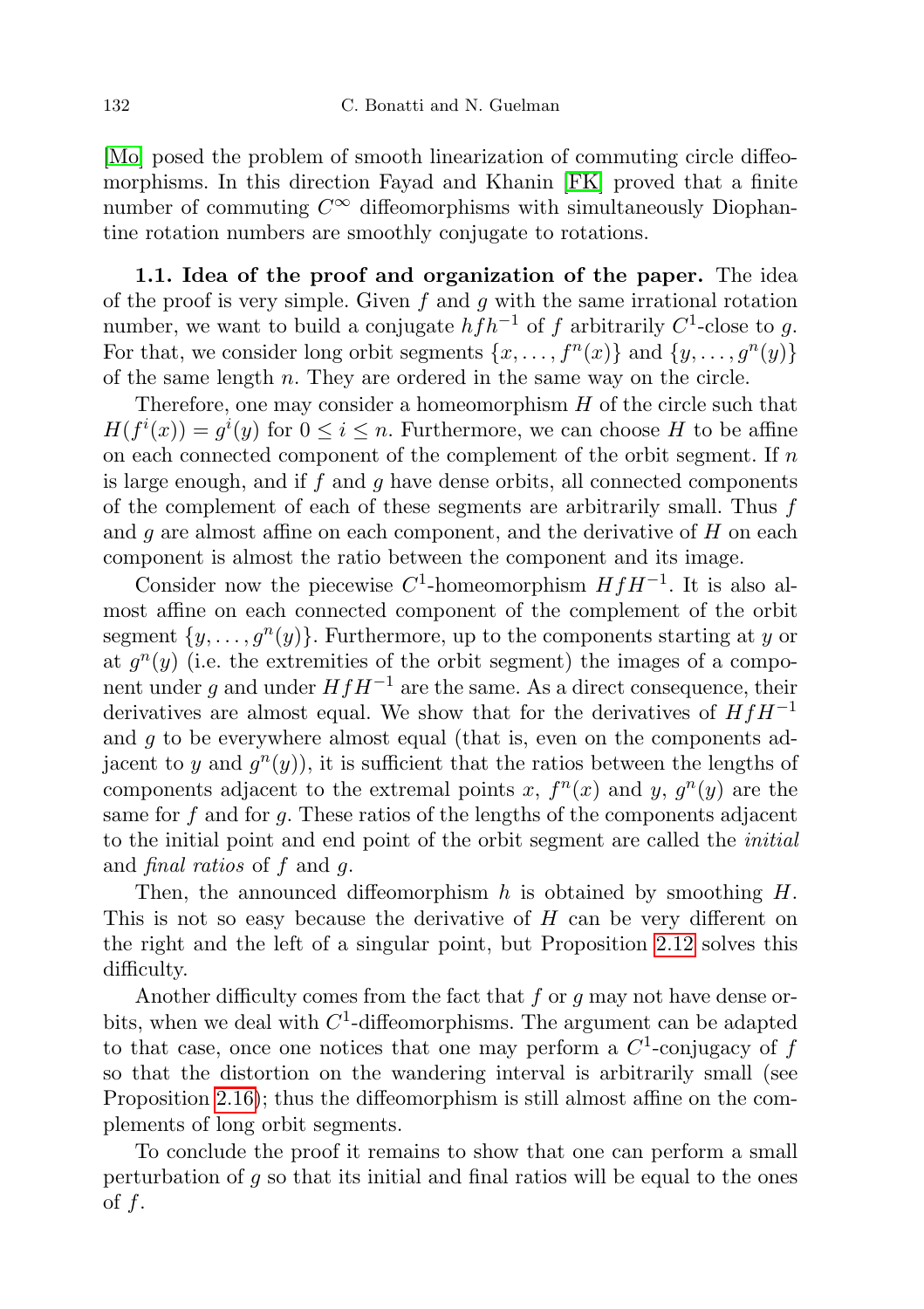[Mo] posed the problem of smooth linearization of commuting circle diffeomorphisms. In this direction Fayad and Khanin [FK] proved that a finite number of commuting $C^\infty$ diffeomorphisms with simultaneously Diophantine rotation numbers are smoothly conjugate to rotations.

**1.1. Idea of the proof and organization of the paper.** The idea of the proof is very simple. Given $f$ and $g$ with the same irrational rotation number, we want to build a conjugate $hfh^{-1}$ of $f$ arbitrarily $C^1$-close to $g$. For that, we consider long orbit segments $\{x, \dots, f^n(x)\}$ and $\{y, \dots, g^n(y)\}$ of the same length $n$. They are ordered in the same way on the circle.

Therefore, one may consider a homeomorphism $H$ of the circle such that $H(f^i(x)) = g^i(y)$ for $0 \le i \le n$. Furthermore, we can choose $H$ to be affine on each connected component of the complement of the orbit segment. If $n$ is large enough, and if $f$ and $g$ have dense orbits, all connected components of the complement of each of these segments are arbitrarily small. Thus $f$ and $g$ are almost affine on each component, and the derivative of $H$ on each component is almost the ratio between the component and its image.

Consider now the piecewise $C^1$-homeomorphism $HfH^{-1}$. It is also almost affine on each connected component of the complement of the orbit segment $\{y, \dots, g^n(y)\}$. Furthermore, up to the components starting at $y$ or at $g^n(y)$ (i.e. the extremities of the orbit segment) the images of a component under $g$ and under $HfH^{-1}$ are the same. As a direct consequence, their derivatives are almost equal. We show that for the derivatives of $HfH^{-1}$ and $g$ to be everywhere almost equal (that is, even on the components adjacent to $y$ and $g^n(y)$), it is sufficient that the ratios between the lengths of components adjacent to the extremal points $x$, $f^n(x)$ and $y$, $g^n(y)$ are the same for $f$ and for $g$. These ratios of the lengths of the components adjacent to the initial point and end point of the orbit segment are called the *initial* and *final ratios* of $f$ and $g$.

Then, the announced diffeomorphism $h$ is obtained by smoothing $H$. This is not so easy because the derivative of $H$ can be very different on the right and the left of a singular point, but Proposition 2.12 solves this difficulty.

Another difficulty comes from the fact that $f$ or $g$ may not have dense orbits, when we deal with $C^1$-diffeomorphisms. The argument can be adapted to that case, once one notices that one may perform a $C^1$-conjugacy of $f$ so that the distortion on the wandering interval is arbitrarily small (see Proposition 2.16); thus the diffeomorphism is still almost affine on the complements of long orbit segments.

To conclude the proof it remains to show that one can perform a small perturbation of $g$ so that its initial and final ratios will be equal to the ones of $f$.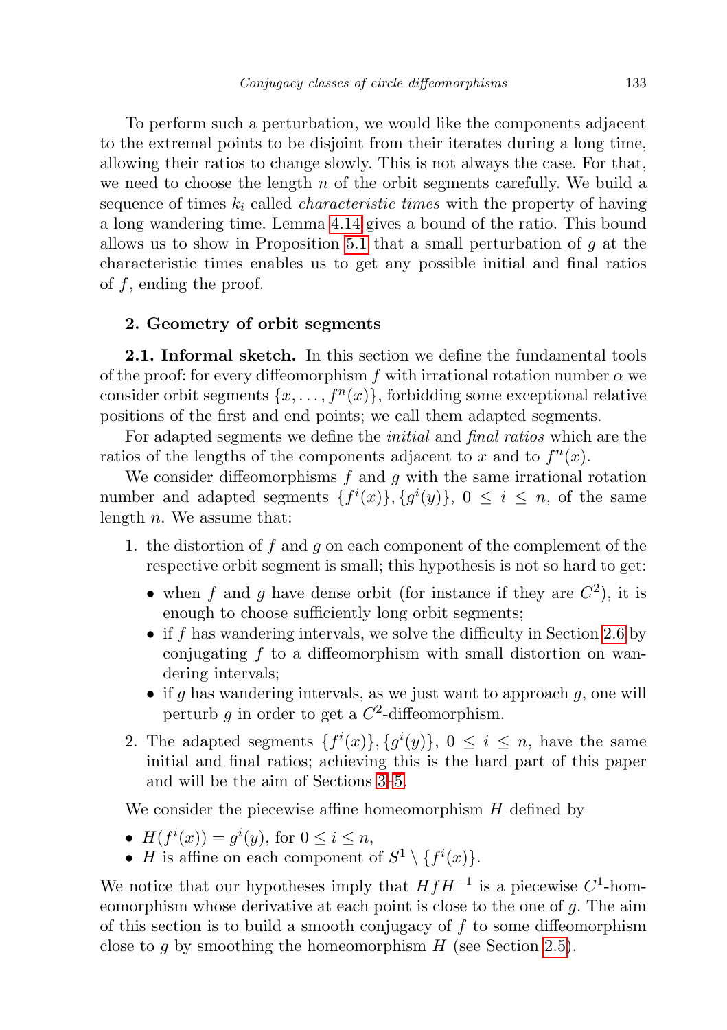To perform such a perturbation, we would like the components adjacent to the extremal points to be disjoint from their iterates during a long time, allowing their ratios to change slowly. This is not always the case. For that, we need to choose the length $n$ of the orbit segments carefully. We build a sequence of times $k_i$ called *characteristic times* with the property of having a long wandering time. Lemma 4.14 gives a bound of the ratio. This bound allows us to show in Proposition 5.1 that a small perturbation of $g$ at the characteristic times enables us to get any possible initial and final ratios of $f$, ending the proof.

## 2. Geometry of orbit segments

**2.1. Informal sketch.** In this section we define the fundamental tools of the proof: for every diffeomorphism $f$ with irrational rotation number $\alpha$ we consider orbit segments $\{x, \dots, f^n(x)\}$, forbidding some exceptional relative positions of the first and end points; we call them adapted segments.

For adapted segments we define the *initial* and *final ratios* which are the ratios of the lengths of the components adjacent to $x$ and to $f^n(x)$.

We consider diffeomorphisms $f$ and $g$ with the same irrational rotation number and adapted segments $\{f^i(x)\}, \{g^i(y)\}$, $0 \le i \le n$, of the same length $n$. We assume that:

1. the distortion of $f$ and $g$ on each component of the complement of the respective orbit segment is small; this hypothesis is not so hard to get:
   - when $f$ and $g$ have dense orbit (for instance if they are $C^2$), it is enough to choose sufficiently long orbit segments;
   - if $f$ has wandering intervals, we solve the difficulty in Section 2.6 by conjugating $f$ to a diffeomorphism with small distortion on wandering intervals;
   - if $g$ has wandering intervals, as we just want to approach $g$, one will perturb $g$ in order to get a $C^2$-diffeomorphism.
2. The adapted segments $\{f^i(x)\}, \{g^i(y)\}$, $0 \le i \le n$, have the same initial and final ratios; achieving this is the hard part of this paper and will be the aim of Sections 3–5.

We consider the piecewise affine homeomorphism $H$ defined by

- $H(f^i(x)) = g^i(y)$, for $0 \le i \le n$,
- $H$ is affine on each component of $S^1 \setminus \{f^i(x)\}$.

We notice that our hypotheses imply that $HfH^{-1}$ is a piecewise $C^1$-homeomorphism whose derivative at each point is close to the one of $g$. The aim of this section is to build a smooth conjugacy of $f$ to some diffeomorphism close to $g$ by smoothing the homeomorphism $H$ (see Section 2.5).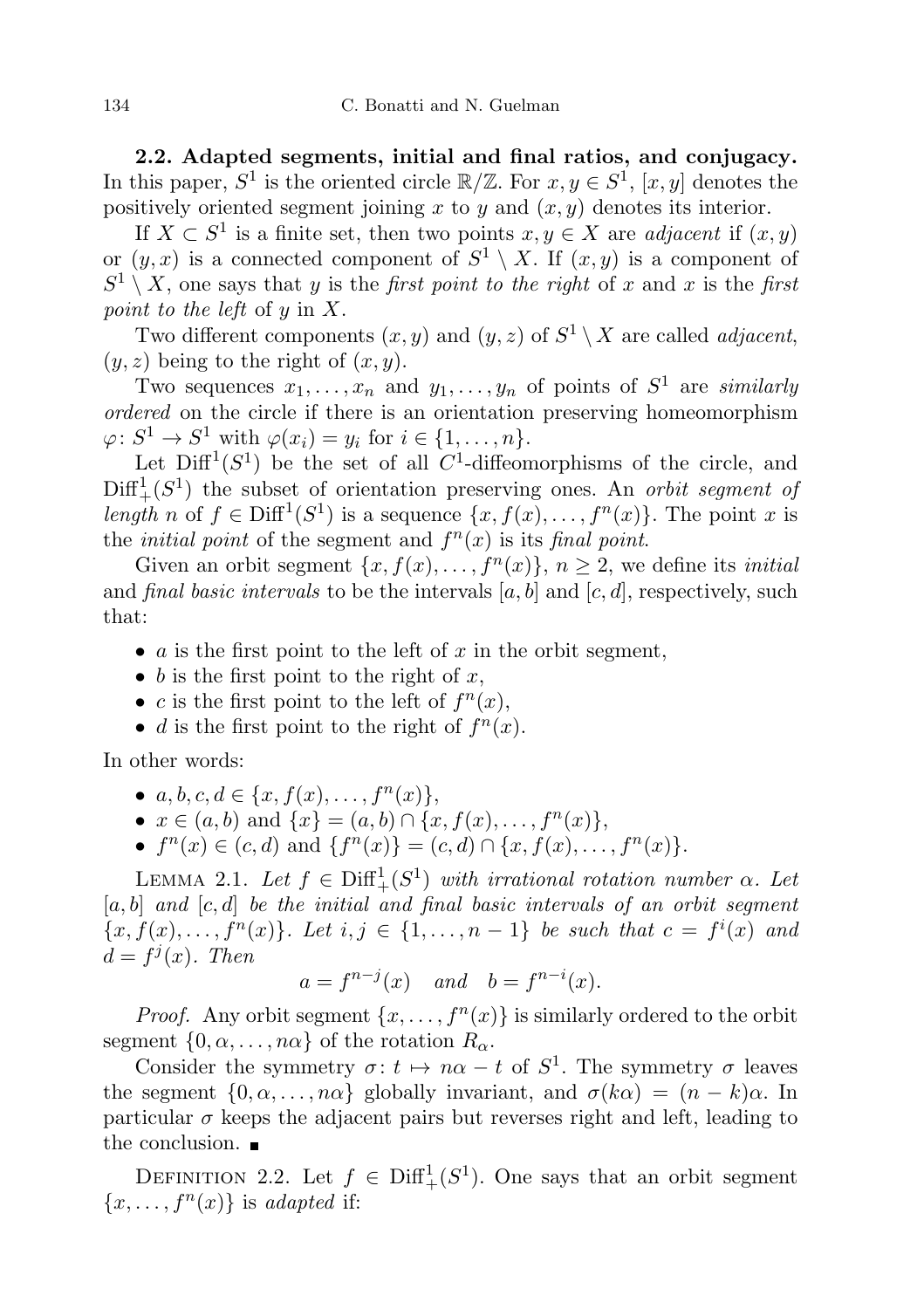**2.2. Adapted segments, initial and final ratios, and conjugacy.** In this paper, $S^1$ is the oriented circle $\mathbb{R}/\mathbb{Z}$. For $x, y \in S^1$, $[x, y]$ denotes the positively oriented segment joining $x$ to $y$ and $(x, y)$ denotes its interior.

If $X \subset S^1$ is a finite set, then two points $x, y \in X$ are *adjacent* if $(x, y)$ or $(y, x)$ is a connected component of $S^1 \setminus X$. If $(x, y)$ is a component of $S^1 \setminus X$, one says that $y$ is the *first point to the right* of $x$ and $x$ is the *first point to the left* of $y$ in $X$.

Two different components $(x, y)$ and $(y, z)$ of $S^1 \setminus X$ are called *adjacent*, $(y, z)$ being to the right of $(x, y)$.

Two sequences $x_1, \ldots, x_n$ and $y_1, \ldots, y_n$ of points of $S^1$ are *similarly ordered* on the circle if there is an orientation preserving homeomorphism $\varphi : S^1 \to S^1$ with $\varphi(x_i) = y_i$ for $i \in \{1, \ldots, n\}$.

Let $\mathrm{Diff}^1(S^1)$ be the set of all $C^1$-diffeomorphisms of the circle, and $\mathrm{Diff}^1_+(S^1)$ the subset of orientation preserving ones. An *orbit segment of length* $n$ of $f \in \mathrm{Diff}^1(S^1)$ is a sequence $\{x, f(x), \ldots, f^n(x)\}$. The point $x$ is the *initial point* of the segment and $f^n(x)$ is its *final point*.

Given an orbit segment $\{x, f(x), \ldots, f^n(x)\}$, $n \geq 2$, we define its *initial* and *final basic intervals* to be the intervals $[a, b]$ and $[c, d]$, respectively, such that:

- $a$ is the first point to the left of $x$ in the orbit segment,
- $b$ is the first point to the right of $x$,
- $c$ is the first point to the left of $f^n(x)$,
- $d$ is the first point to the right of $f^n(x)$.

In other words:

- $a, b, c, d \in \{x, f(x), \ldots, f^n(x)\}$,
- $x \in (a, b)$ and $\{x\} = (a, b) \cap \{x, f(x), \ldots, f^n(x)\}$,
- $f^n(x) \in (c, d)$ and $\{f^n(x)\} = (c, d) \cap \{x, f(x), \ldots, f^n(x)\}$.

Lemma 2.1. *Let $f \in \mathrm{Diff}^1_+(S^1)$ with irrational rotation number $\alpha$. Let $[a, b]$ and $[c, d]$ be the initial and final basic intervals of an orbit segment $\{x, f(x), \ldots, f^n(x)\}$. Let $i, j \in \{1, \ldots, n-1\}$ be such that $c = f^i(x)$ and $d = f^j(x)$. Then*

$$a = f^{n-j}(x) \quad \text{and} \quad b = f^{n-i}(x).$$

*Proof.* Any orbit segment $\{x, \ldots, f^n(x)\}$ is similarly ordered to the orbit segment $\{0, \alpha, \ldots, n\alpha\}$ of the rotation $R_\alpha$.

Consider the symmetry $\sigma : t \mapsto n\alpha - t$ of $S^1$. The symmetry $\sigma$ leaves the segment $\{0, \alpha, \ldots, n\alpha\}$ globally invariant, and $\sigma(k\alpha) = (n-k)\alpha$. In particular $\sigma$ keeps the adjacent pairs but reverses right and left, leading to the conclusion. ∎

Definition 2.2. Let $f \in \mathrm{Diff}^1_+(S^1)$. One says that an orbit segment $\{x, \ldots, f^n(x)\}$ is *adapted* if: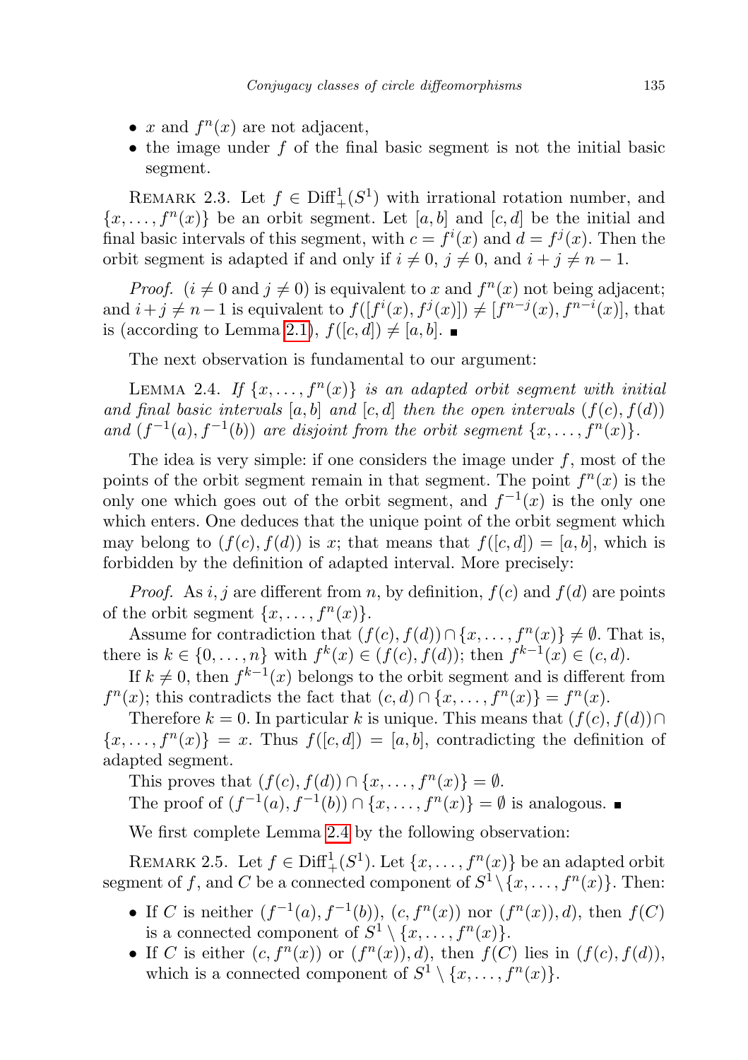- $x$ and $f^n(x)$ are not adjacent,
- the image under $f$ of the final basic segment is not the initial basic segment.

REMARK 2.3. Let $f \in \mathrm{Diff}^1_+(S^1)$ with irrational rotation number, and $\{x, \ldots, f^n(x)\}$ be an orbit segment. Let $[a, b]$ and $[c, d]$ be the initial and final basic intervals of this segment, with $c = f^i(x)$ and $d = f^j(x)$. Then the orbit segment is adapted if and only if $i \neq 0$, $j \neq 0$, and $i + j \neq n - 1$.

*Proof.* ($i \neq 0$ and $j \neq 0$) is equivalent to $x$ and $f^n(x)$ not being adjacent; and $i+j \neq n-1$ is equivalent to $f([f^i(x), f^j(x)]) \neq [f^{n-j}(x), f^{n-i}(x)]$, that is (according to Lemma 2.1), $f([c, d]) \neq [a, b]$. ∎

The next observation is fundamental to our argument:

LEMMA 2.4. *If $\{x, \ldots, f^n(x)\}$ is an adapted orbit segment with initial and final basic intervals $[a, b]$ and $[c, d]$ then the open intervals $(f(c), f(d))$ and $(f^{-1}(a), f^{-1}(b))$ are disjoint from the orbit segment $\{x, \ldots, f^n(x)\}$.*

The idea is very simple: if one considers the image under $f$, most of the points of the orbit segment remain in that segment. The point $f^n(x)$ is the only one which goes out of the orbit segment, and $f^{-1}(x)$ is the only one which enters. One deduces that the unique point of the orbit segment which may belong to $(f(c), f(d))$ is $x$; that means that $f([c, d]) = [a, b]$, which is forbidden by the definition of adapted interval. More precisely:

*Proof.* As $i, j$ are different from $n$, by definition, $f(c)$ and $f(d)$ are points of the orbit segment $\{x, \ldots, f^n(x)\}$.

Assume for contradiction that $(f(c), f(d)) \cap \{x, \ldots, f^n(x)\} \neq \emptyset$. That is, there is $k \in \{0, \ldots, n\}$ with $f^k(x) \in (f(c), f(d))$; then $f^{k-1}(x) \in (c, d)$.

If $k \neq 0$, then $f^{k-1}(x)$ belongs to the orbit segment and is different from $f^n(x)$; this contradicts the fact that $(c, d) \cap \{x, \ldots, f^n(x)\} = f^n(x)$.

Therefore $k = 0$. In particular $k$ is unique. This means that $(f(c), f(d)) \cap \{x, \ldots, f^n(x)\} = x$. Thus $f([c, d]) = [a, b]$, contradicting the definition of adapted segment.

This proves that $(f(c), f(d)) \cap \{x, \ldots, f^n(x)\} = \emptyset$.

The proof of $(f^{-1}(a), f^{-1}(b)) \cap \{x, \ldots, f^n(x)\} = \emptyset$ is analogous. ∎

We first complete Lemma 2.4 by the following observation:

REMARK 2.5. Let $f \in \mathrm{Diff}^1_+(S^1)$. Let $\{x, \ldots, f^n(x)\}$ be an adapted orbit segment of $f$, and $C$ be a connected component of $S^1 \setminus \{x, \ldots, f^n(x)\}$. Then:

- If $C$ is neither $(f^{-1}(a), f^{-1}(b))$, $(c, f^n(x))$ nor $(f^n(x)), d)$, then $f(C)$ is a connected component of $S^1 \setminus \{x, \ldots, f^n(x)\}$.
- If $C$ is either $(c, f^n(x))$ or $(f^n(x)), d)$, then $f(C)$ lies in $(f(c), f(d))$, which is a connected component of $S^1 \setminus \{x, \ldots, f^n(x)\}$.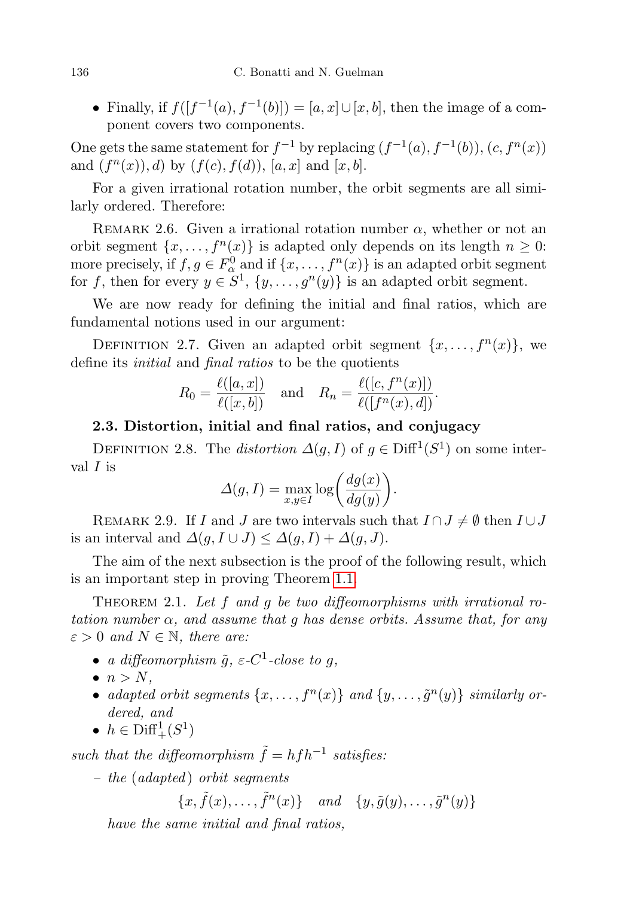- Finally, if $f([f^{-1}(a), f^{-1}(b)]) = [a, x] \cup [x, b]$, then the image of a component covers two components.

One gets the same statement for $f^{-1}$ by replacing $(f^{-1}(a), f^{-1}(b))$, $(c, f^n(x))$ and $(f^n(x)), d)$ by $(f(c), f(d))$, $[a, x]$ and $[x, b]$.

For a given irrational rotation number, the orbit segments are all similarly ordered. Therefore:

Remark 2.6. Given a irrational rotation number $\alpha$, whether or not an orbit segment $\{x, \dots, f^n(x)\}$ is adapted only depends on its length $n \geq 0$: more precisely, if $f, g \in F^0_\alpha$ and if $\{x, \dots, f^n(x)\}$ is an adapted orbit segment for $f$, then for every $y \in S^1$, $\{y, \dots, g^n(y)\}$ is an adapted orbit segment.

We are now ready for defining the initial and final ratios, which are fundamental notions used in our argument:

Definition 2.7. Given an adapted orbit segment $\{x, \dots, f^n(x)\}$, we define its *initial* and *final ratios* to be the quotients

$$R_0 = \frac{\ell([a, x])}{\ell([x, b])} \quad \text{and} \quad R_n = \frac{\ell([c, f^n(x)])}{\ell([f^n(x), d])}.$$

### 2.3. Distortion, initial and final ratios, and conjugacy

Definition 2.8. The *distortion* $\Delta(g, I)$ of $g \in \mathrm{Diff}^1(S^1)$ on some interval $I$ is

$$\Delta(g, I) = \max_{x,y \in I} \log\left(\frac{dg(x)}{dg(y)}\right).$$

Remark 2.9. If $I$ and $J$ are two intervals such that $I \cap J \neq \emptyset$ then $I \cup J$ is an interval and $\Delta(g, I \cup J) \leq \Delta(g, I) + \Delta(g, J)$.

The aim of the next subsection is the proof of the following result, which is an important step in proving Theorem 1.1.

Theorem 2.1. *Let $f$ and $g$ be two diffeomorphisms with irrational rotation number $\alpha$, and assume that $g$ has dense orbits. Assume that, for any $\varepsilon > 0$ and $N \in \mathbb{N}$, there are:*

- *a diffeomorphism $\tilde{g}$, $\varepsilon$-$C^1$-close to $g$,*
- *$n > N$,*
- *adapted orbit segments $\{x, \dots, f^n(x)\}$ and $\{y, \dots, \tilde{g}^n(y)\}$ similarly ordered, and*
- *$h \in \mathrm{Diff}^1_+(S^1)$*

*such that the diffeomorphism $\tilde{f} = hfh^{-1}$ satisfies:*

– *the (adapted) orbit segments*

$$\{x, \tilde{f}(x), \dots, \tilde{f}^n(x)\} \quad \text{and} \quad \{y, \tilde{g}(y), \dots, \tilde{g}^n(y)\}$$

*have the same initial and final ratios,*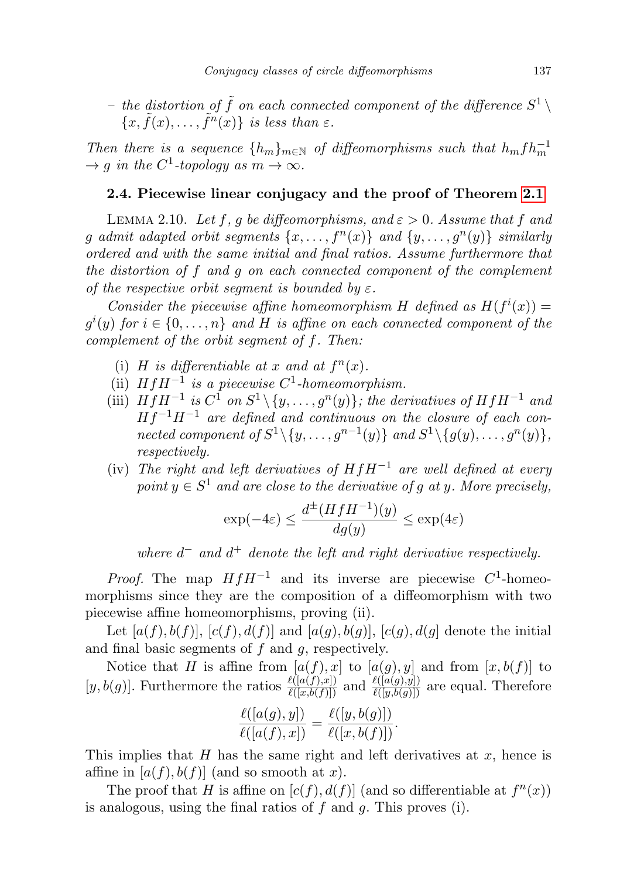– *the distortion of $\tilde{f}$ on each connected component of the difference $S^1 \setminus \{x, \tilde{f}(x), \dots, \tilde{f}^n(x)\}$ is less than $\varepsilon$.*

*Then there is a sequence $\{h_m\}_{m\in\mathbb{N}}$ of diffeomorphisms such that $h_m f h_m^{-1} \to g$ in the $C^1$-topology as $m \to \infty$.*

### 2.4. Piecewise linear conjugacy and the proof of Theorem 2.1

LEMMA 2.10. *Let $f$, $g$ be diffeomorphisms, and $\varepsilon > 0$. Assume that $f$ and $g$ admit adapted orbit segments $\{x, \dots, f^n(x)\}$ and $\{y, \dots, g^n(y)\}$ similarly ordered and with the same initial and final ratios. Assume furthermore that the distortion of $f$ and $g$ on each connected component of the complement of the respective orbit segment is bounded by $\varepsilon$.*

*Consider the piecewise affine homeomorphism $H$ defined as $H(f^i(x)) = g^i(y)$ for $i \in \{0, \dots, n\}$ and $H$ is affine on each connected component of the complement of the orbit segment of $f$. Then:*

(i) *$H$ is differentiable at $x$ and at $f^n(x)$.*
(ii) *$HfH^{-1}$ is a piecewise $C^1$-homeomorphism.*
(iii) *$HfH^{-1}$ is $C^1$ on $S^1 \setminus \{y, \dots, g^n(y)\}$; the derivatives of $HfH^{-1}$ and $Hf^{-1}H^{-1}$ are defined and continuous on the closure of each connected component of $S^1 \setminus \{y, \dots, g^{n-1}(y)\}$ and $S^1 \setminus \{g(y), \dots, g^n(y)\}$, respectively.*
(iv) *The right and left derivatives of $HfH^{-1}$ are well defined at every point $y \in S^1$ and are close to the derivative of $g$ at $y$. More precisely,*

$$\exp(-4\varepsilon) \le \frac{d^{\pm}(HfH^{-1})(y)}{dg(y)} \le \exp(4\varepsilon)$$

*where $d^-$ and $d^+$ denote the left and right derivative respectively.*

*Proof.* The map $HfH^{-1}$ and its inverse are piecewise $C^1$-homeomorphisms since they are the composition of a diffeomorphism with two piecewise affine homeomorphisms, proving (ii).

Let $[a(f), b(f)]$, $[c(f), d(f)]$ and $[a(g), b(g)]$, $[c(g), d(g]$ denote the initial and final basic segments of $f$ and $g$, respectively.

Notice that $H$ is affine from $[a(f), x]$ to $[a(g), y]$ and from $[x, b(f)]$ to $[y, b(g)]$. Furthermore the ratios $\frac{\ell([a(f),x])}{\ell([x,b(f)])}$ and $\frac{\ell([a(g),y])}{\ell([y,b(g)])}$ are equal. Therefore

$$\frac{\ell([a(g), y])}{\ell([a(f), x])} = \frac{\ell([y, b(g)])}{\ell([x, b(f)])}.$$

This implies that $H$ has the same right and left derivatives at $x$, hence is affine in $[a(f), b(f)]$ (and so smooth at $x$).

The proof that $H$ is affine on $[c(f), d(f)]$ (and so differentiable at $f^n(x)$) is analogous, using the final ratios of $f$ and $g$. This proves (i).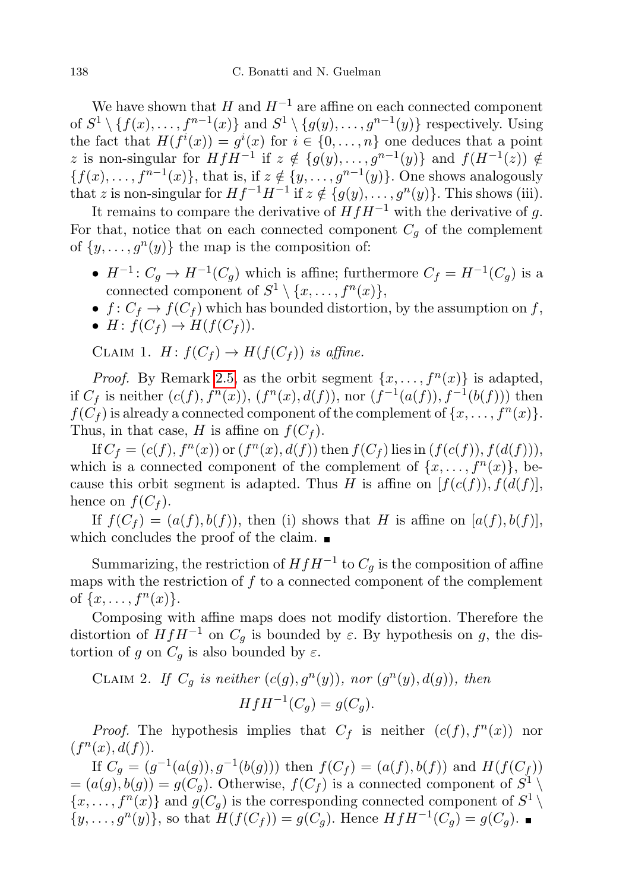We have shown that $H$ and $H^{-1}$ are affine on each connected component of $S^1 \setminus \{f(x), \ldots, f^{n-1}(x)\}$ and $S^1 \setminus \{g(y), \ldots, g^{n-1}(y)\}$ respectively. Using the fact that $H(f^i(x)) = g^i(x)$ for $i \in \{0, \ldots, n\}$ one deduces that a point $z$ is non-singular for $HfH^{-1}$ if $z \notin \{g(y), \ldots, g^{n-1}(y)\}$ and $f(H^{-1}(z)) \notin \{f(x), \ldots, f^{n-1}(x)\}$, that is, if $z \notin \{y, \ldots, g^{n-1}(y)\}$. One shows analogously that $z$ is non-singular for $Hf^{-1}H^{-1}$ if $z \notin \{g(y), \ldots, g^n(y)\}$. This shows (iii).

It remains to compare the derivative of $HfH^{-1}$ with the derivative of $g$. For that, notice that on each connected component $C_g$ of the complement of $\{y, \ldots, g^n(y)\}$ the map is the composition of:

- $H^{-1} \colon C_g \to H^{-1}(C_g)$ which is affine; furthermore $C_f = H^{-1}(C_g)$ is a connected component of $S^1 \setminus \{x, \ldots, f^n(x)\}$,
- $f \colon C_f \to f(C_f)$ which has bounded distortion, by the assumption on $f$,
- $H \colon f(C_f) \to H(f(C_f))$.

Claim 1. *$H \colon f(C_f) \to H(f(C_f))$ is affine.*

*Proof.* By Remark 2.5, as the orbit segment $\{x, \ldots, f^n(x)\}$ is adapted, if $C_f$ is neither $(c(f), f^n(x))$, $(f^n(x), d(f))$, nor $(f^{-1}(a(f)), f^{-1}(b(f)))$ then $f(C_f)$ is already a connected component of the complement of $\{x, \ldots, f^n(x)\}$. Thus, in that case, $H$ is affine on $f(C_f)$.

If $C_f = (c(f), f^n(x))$ or $(f^n(x), d(f))$ then $f(C_f)$ lies in $(f(c(f)), f(d(f)))$, which is a connected component of the complement of $\{x, \ldots, f^n(x)\}$, because this orbit segment is adapted. Thus $H$ is affine on $[f(c(f)), f(d(f)]$, hence on $f(C_f)$.

If $f(C_f) = (a(f), b(f))$, then (i) shows that $H$ is affine on $[a(f), b(f)]$, which concludes the proof of the claim. ∎

Summarizing, the restriction of $HfH^{-1}$ to $C_g$ is the composition of affine maps with the restriction of $f$ to a connected component of the complement of $\{x, \ldots, f^n(x)\}$.

Composing with affine maps does not modify distortion. Therefore the distortion of $HfH^{-1}$ on $C_g$ is bounded by $\varepsilon$. By hypothesis on $g$, the distortion of $g$ on $C_g$ is also bounded by $\varepsilon$.

Claim 2. *If $C_g$ is neither $(c(g), g^n(y))$, nor $(g^n(y), d(g))$, then*

$$HfH^{-1}(C_g) = g(C_g).$$

*Proof.* The hypothesis implies that $C_f$ is neither $(c(f), f^n(x))$ nor $(f^n(x), d(f))$.

If $C_g = (g^{-1}(a(g)), g^{-1}(b(g)))$ then $f(C_f) = (a(f), b(f))$ and $H(f(C_f)) = (a(g), b(g)) = g(C_g)$. Otherwise, $f(C_f)$ is a connected component of $S^1 \setminus \{x, \ldots, f^n(x)\}$ and $g(C_g)$ is the corresponding connected component of $S^1 \setminus \{y, \ldots, g^n(y)\}$, so that $H(f(C_f)) = g(C_g)$. Hence $HfH^{-1}(C_g) = g(C_g)$. ∎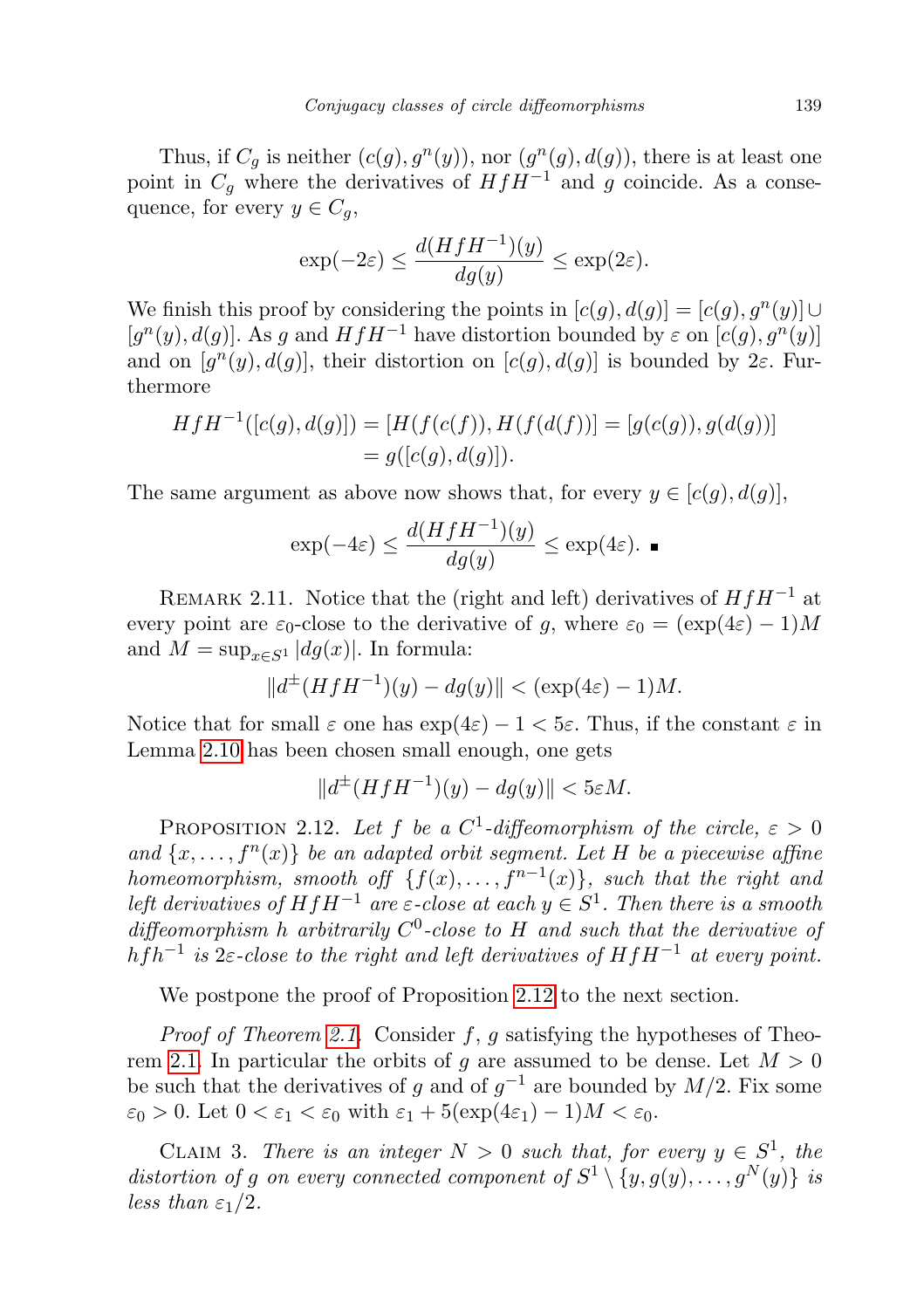Thus, if $C_g$ is neither $(c(g), g^n(y))$, nor $(g^n(g), d(g))$, there is at least one point in $C_g$ where the derivatives of $HfH^{-1}$ and $g$ coincide. As a consequence, for every $y \in C_g$,

$$\exp(-2\varepsilon) \leq \frac{d(HfH^{-1})(y)}{dg(y)} \leq \exp(2\varepsilon).$$

We finish this proof by considering the points in $[c(g), d(g)] = [c(g), g^n(y)] \cup [g^n(y), d(g)]$. As $g$ and $HfH^{-1}$ have distortion bounded by $\varepsilon$ on $[c(g), g^n(y)]$ and on $[g^n(y), d(g)]$, their distortion on $[c(g), d(g)]$ is bounded by $2\varepsilon$. Furthermore

$$\begin{aligned} HfH^{-1}([c(g), d(g)]) &= [H(f(c(f)), H(f(d(f))] = [g(c(g)), g(d(g))] \\ &= g([c(g), d(g)]). \end{aligned}$$

The same argument as above now shows that, for every $y \in [c(g), d(g)]$,

$$\exp(-4\varepsilon) \leq \frac{d(HfH^{-1})(y)}{dg(y)} \leq \exp(4\varepsilon). \ \blacksquare$$

Remark 2.11. Notice that the (right and left) derivatives of $HfH^{-1}$ at every point are $\varepsilon_0$-close to the derivative of $g$, where $\varepsilon_0 = (\exp(4\varepsilon) - 1)M$ and $M = \sup_{x \in S^1} |dg(x)|$. In formula:

$$\|d^{\pm}(HfH^{-1})(y) - dg(y)\| < (\exp(4\varepsilon) - 1)M.$$

Notice that for small $\varepsilon$ one has $\exp(4\varepsilon) - 1 < 5\varepsilon$. Thus, if the constant $\varepsilon$ in Lemma 2.10 has been chosen small enough, one gets

$$\|d^{\pm}(HfH^{-1})(y) - dg(y)\| < 5\varepsilon M.$$

Proposition 2.12. *Let $f$ be a $C^1$-diffeomorphism of the circle, $\varepsilon > 0$ and $\{x, \dots, f^n(x)\}$ be an adapted orbit segment. Let $H$ be a piecewise affine homeomorphism, smooth off $\{f(x), \dots, f^{n-1}(x)\}$, such that the right and left derivatives of $HfH^{-1}$ are $\varepsilon$-close at each $y \in S^1$. Then there is a smooth diffeomorphism $h$ arbitrarily $C^0$-close to $H$ and such that the derivative of $hfh^{-1}$ is $2\varepsilon$-close to the right and left derivatives of $HfH^{-1}$ at every point.*

We postpone the proof of Proposition 2.12 to the next section.

*Proof of Theorem 2.1.* Consider $f$, $g$ satisfying the hypotheses of Theorem 2.1. In particular the orbits of $g$ are assumed to be dense. Let $M > 0$ be such that the derivatives of $g$ and of $g^{-1}$ are bounded by $M/2$. Fix some $\varepsilon_0 > 0$. Let $0 < \varepsilon_1 < \varepsilon_0$ with $\varepsilon_1 + 5(\exp(4\varepsilon_1) - 1)M < \varepsilon_0$.

Claim 3. *There is an integer $N > 0$ such that, for every $y \in S^1$, the distortion of $g$ on every connected component of $S^1 \setminus \{y, g(y), \dots, g^N(y)\}$ is less than $\varepsilon_1/2$.*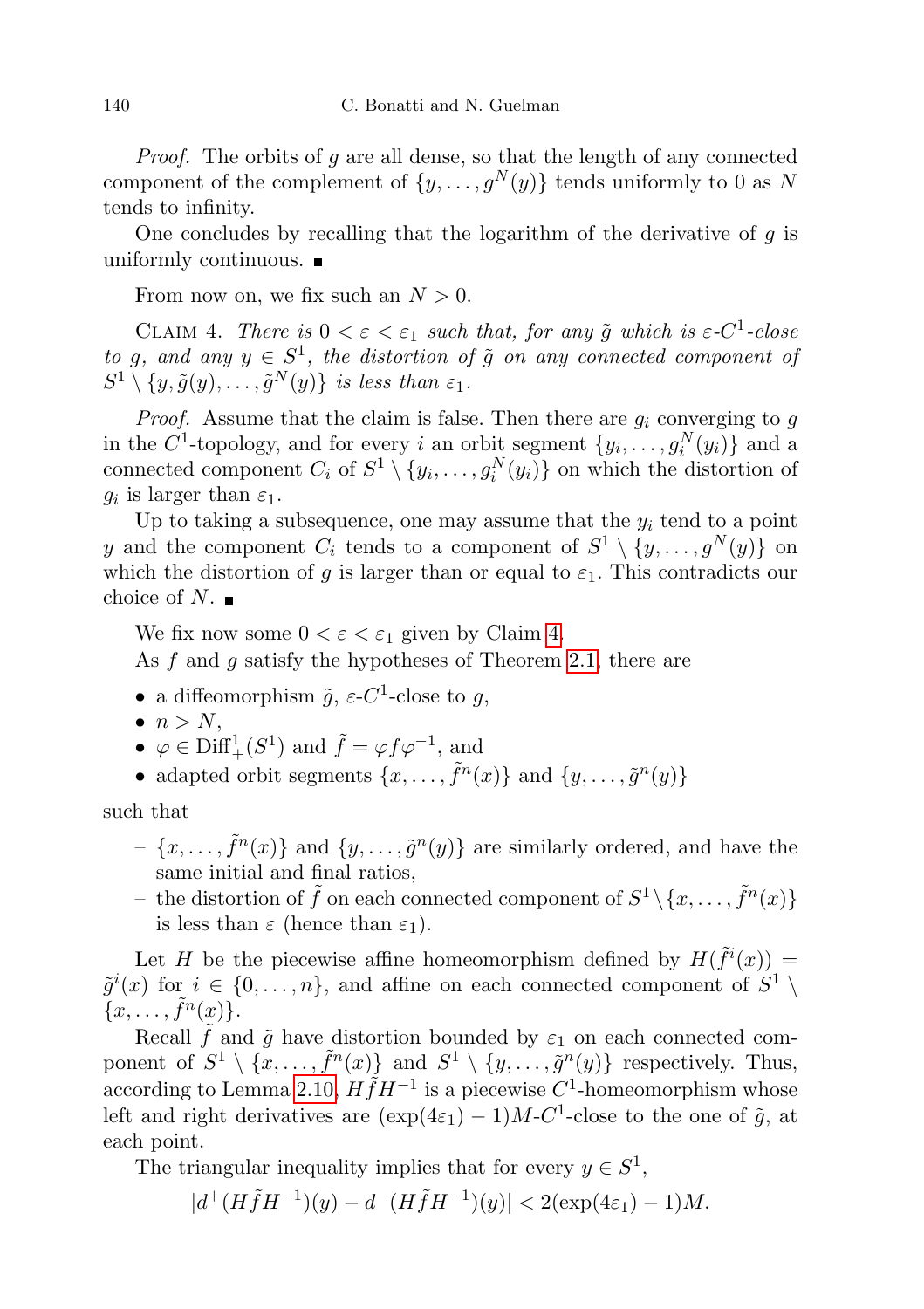*Proof.* The orbits of $g$ are all dense, so that the length of any connected component of the complement of $\{y, \ldots, g^N(y)\}$ tends uniformly to 0 as $N$ tends to infinity.

One concludes by recalling that the logarithm of the derivative of $g$ is uniformly continuous. ■

From now on, we fix such an $N > 0$.

Claim 4. *There is $0 < \varepsilon < \varepsilon_1$ such that, for any $\tilde{g}$ which is $\varepsilon$-$C^1$-close to $g$, and any $y \in S^1$, the distortion of $\tilde{g}$ on any connected component of $S^1 \setminus \{y, \tilde{g}(y), \ldots, \tilde{g}^N(y)\}$ is less than $\varepsilon_1$.*

*Proof.* Assume that the claim is false. Then there are $g_i$ converging to $g$ in the $C^1$-topology, and for every $i$ an orbit segment $\{y_i, \ldots, g_i^N(y_i)\}$ and a connected component $C_i$ of $S^1 \setminus \{y_i, \ldots, g_i^N(y_i)\}$ on which the distortion of $g_i$ is larger than $\varepsilon_1$.

Up to taking a subsequence, one may assume that the $y_i$ tend to a point $y$ and the component $C_i$ tends to a component of $S^1 \setminus \{y, \ldots, g^N(y)\}$ on which the distortion of $g$ is larger than or equal to $\varepsilon_1$. This contradicts our choice of $N$. ■

We fix now some $0 < \varepsilon < \varepsilon_1$ given by Claim 4.

As $f$ and $g$ satisfy the hypotheses of Theorem 2.1, there are

- a diffeomorphism $\tilde{g}$, $\varepsilon$-$C^1$-close to $g$,
- $n > N$,
- $\varphi \in \mathrm{Diff}^1_+(S^1)$ and $\tilde{f} = \varphi f \varphi^{-1}$, and
- adapted orbit segments $\{x, \ldots, \tilde{f}^n(x)\}$ and $\{y, \ldots, \tilde{g}^n(y)\}$

such that

- $\{x, \ldots, \tilde{f}^n(x)\}$ and $\{y, \ldots, \tilde{g}^n(y)\}$ are similarly ordered, and have the same initial and final ratios,
- the distortion of $\tilde{f}$ on each connected component of $S^1 \setminus \{x, \ldots, \tilde{f}^n(x)\}$ is less than $\varepsilon$ (hence than $\varepsilon_1$).

Let $H$ be the piecewise affine homeomorphism defined by $H(\tilde{f}^i(x)) = \tilde{g}^i(x)$ for $i \in \{0, \ldots, n\}$, and affine on each connected component of $S^1 \setminus \{x, \ldots, \tilde{f}^n(x)\}$.

Recall $\tilde{f}$ and $\tilde{g}$ have distortion bounded by $\varepsilon_1$ on each connected component of $S^1 \setminus \{x, \ldots, \tilde{f}^n(x)\}$ and $S^1 \setminus \{y, \ldots, \tilde{g}^n(y)\}$ respectively. Thus, according to Lemma 2.10, $H\tilde{f}H^{-1}$ is a piecewise $C^1$-homeomorphism whose left and right derivatives are $(\exp(4\varepsilon_1) - 1)M$-$C^1$-close to the one of $\tilde{g}$, at each point.

The triangular inequality implies that for every $y \in S^1$,

$$|d^+(H\tilde{f}H^{-1})(y) - d^-(H\tilde{f}H^{-1})(y)| < 2(\exp(4\varepsilon_1) - 1)M.$$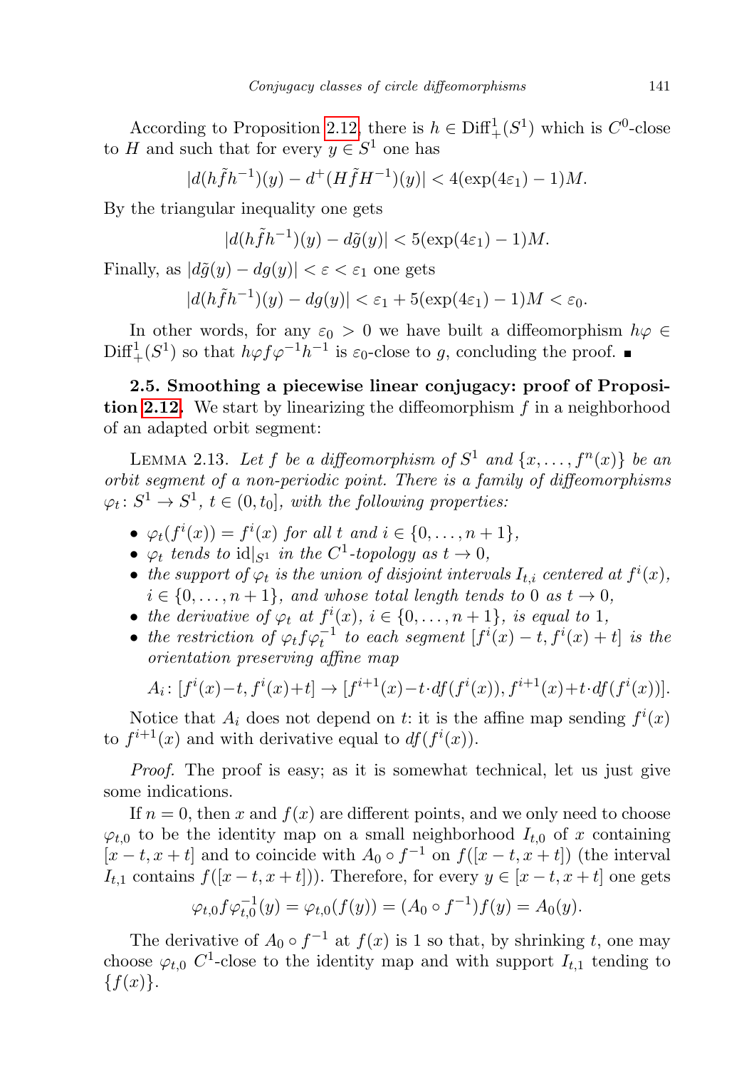According to Proposition 2.12, there is $h \in \mathrm{Diff}^1_+(S^1)$ which is $C^0$-close to $H$ and such that for every $y \in S^1$ one has

$$|d(h\tilde{f}h^{-1})(y) - d^+(H\tilde{f}H^{-1})(y)| < 4(\exp(4\varepsilon_1) - 1)M.$$

By the triangular inequality one gets

$$|d(h\tilde{f}h^{-1})(y) - d\tilde{g}(y)| < 5(\exp(4\varepsilon_1) - 1)M.$$

Finally, as $|d\tilde{g}(y) - dg(y)| < \varepsilon < \varepsilon_1$ one gets

$$|d(h\tilde{f}h^{-1})(y) - dg(y)| < \varepsilon_1 + 5(\exp(4\varepsilon_1) - 1)M < \varepsilon_0.$$

In other words, for any $\varepsilon_0 > 0$ we have built a diffeomorphism $h\varphi \in \mathrm{Diff}^1_+(S^1)$ so that $h\varphi f\varphi^{-1}h^{-1}$ is $\varepsilon_0$-close to $g$, concluding the proof. ∎

**2.5. Smoothing a piecewise linear conjugacy: proof of Proposition 2.12.** We start by linearizing the diffeomorphism $f$ in a neighborhood of an adapted orbit segment:

LEMMA 2.13. *Let $f$ be a diffeomorphism of $S^1$ and $\{x, \dots, f^n(x)\}$ be an orbit segment of a non-periodic point. There is a family of diffeomorphisms $\varphi_t \colon S^1 \to S^1$, $t \in (0, t_0]$, with the following properties:*

- *$\varphi_t(f^i(x)) = f^i(x)$ for all $t$ and $i \in \{0, \dots, n+1\}$,*
- *$\varphi_t$ tends to $\mathrm{id}|_{S^1}$ in the $C^1$-topology as $t \to 0$,*
- *the support of $\varphi_t$ is the union of disjoint intervals $I_{t,i}$ centered at $f^i(x)$, $i \in \{0, \dots, n+1\}$, and whose total length tends to $0$ as $t \to 0$,*
- *the derivative of $\varphi_t$ at $f^i(x)$, $i \in \{0, \dots, n+1\}$, is equal to $1$,*
- *the restriction of $\varphi_t f \varphi_t^{-1}$ to each segment $[f^i(x) - t, f^i(x) + t]$ is the orientation preserving affine map*

$$A_i \colon [f^i(x) - t, f^i(x) + t] \to [f^{i+1}(x) - t \cdot df(f^i(x)), f^{i+1}(x) + t \cdot df(f^i(x))].$$

Notice that $A_i$ does not depend on $t$: it is the affine map sending $f^i(x)$ to $f^{i+1}(x)$ and with derivative equal to $df(f^i(x))$.

*Proof.* The proof is easy; as it is somewhat technical, let us just give some indications.

If $n = 0$, then $x$ and $f(x)$ are different points, and we only need to choose $\varphi_{t,0}$ to be the identity map on a small neighborhood $I_{t,0}$ of $x$ containing $[x - t, x + t]$ and to coincide with $A_0 \circ f^{-1}$ on $f([x - t, x + t])$ (the interval $I_{t,1}$ contains $f([x - t, x + t])$). Therefore, for every $y \in [x - t, x + t]$ one gets

$$\varphi_{t,0} f \varphi_{t,0}^{-1}(y) = \varphi_{t,0}(f(y)) = (A_0 \circ f^{-1}) f(y) = A_0(y).$$

The derivative of $A_0 \circ f^{-1}$ at $f(x)$ is $1$ so that, by shrinking $t$, one may choose $\varphi_{t,0}$ $C^1$-close to the identity map and with support $I_{t,1}$ tending to $\{f(x)\}$.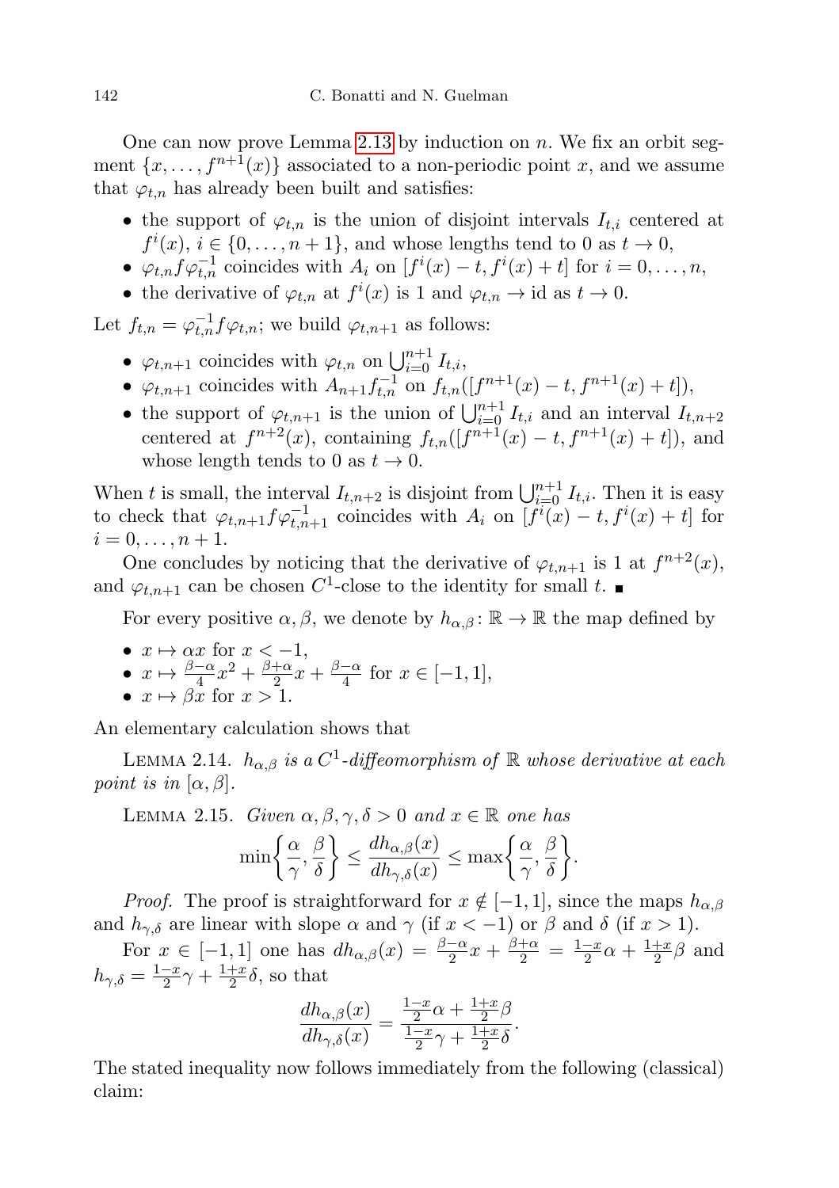One can now prove Lemma 2.13 by induction on $n$. We fix an orbit segment $\{x, \dots, f^{n+1}(x)\}$ associated to a non-periodic point $x$, and we assume that $\varphi_{t,n}$ has already been built and satisfies:

- the support of $\varphi_{t,n}$ is the union of disjoint intervals $I_{t,i}$ centered at $f^i(x)$, $i \in \{0, \dots, n+1\}$, and whose lengths tend to 0 as $t \to 0$,
- $\varphi_{t,n} f \varphi_{t,n}^{-1}$ coincides with $A_i$ on $[f^i(x) - t, f^i(x) + t]$ for $i = 0, \dots, n$,
- the derivative of $\varphi_{t,n}$ at $f^i(x)$ is 1 and $\varphi_{t,n} \to \mathrm{id}$ as $t \to 0$.

Let $f_{t,n} = \varphi_{t,n}^{-1} f \varphi_{t,n}$; we build $\varphi_{t,n+1}$ as follows:

- $\varphi_{t,n+1}$ coincides with $\varphi_{t,n}$ on $\bigcup_{i=0}^{n+1} I_{t,i}$,
- $\varphi_{t,n+1}$ coincides with $A_{n+1} f_{t,n}^{-1}$ on $f_{t,n}([f^{n+1}(x) - t, f^{n+1}(x) + t])$,
- the support of $\varphi_{t,n+1}$ is the union of $\bigcup_{i=0}^{n+1} I_{t,i}$ and an interval $I_{t,n+2}$ centered at $f^{n+2}(x)$, containing $f_{t,n}([f^{n+1}(x) - t, f^{n+1}(x) + t])$, and whose length tends to 0 as $t \to 0$.

When $t$ is small, the interval $I_{t,n+2}$ is disjoint from $\bigcup_{i=0}^{n+1} I_{t,i}$. Then it is easy to check that $\varphi_{t,n+1} f \varphi_{t,n+1}^{-1}$ coincides with $A_i$ on $[f^i(x) - t, f^i(x) + t]$ for $i = 0, \dots, n+1$.

One concludes by noticing that the derivative of $\varphi_{t,n+1}$ is 1 at $f^{n+2}(x)$, and $\varphi_{t,n+1}$ can be chosen $C^1$-close to the identity for small $t$. ∎

For every positive $\alpha, \beta$, we denote by $h_{\alpha,\beta} \colon \mathbb{R} \to \mathbb{R}$ the map defined by

- $x \mapsto \alpha x$ for $x < -1$,
- $x \mapsto \frac{\beta-\alpha}{4} x^2 + \frac{\beta+\alpha}{2} x + \frac{\beta-\alpha}{4}$ for $x \in [-1, 1]$,
- $x \mapsto \beta x$ for $x > 1$.

An elementary calculation shows that

LEMMA 2.14. *$h_{\alpha,\beta}$ is a $C^1$-diffeomorphism of $\mathbb{R}$ whose derivative at each point is in $[\alpha, \beta]$.*

LEMMA 2.15. *Given $\alpha, \beta, \gamma, \delta > 0$ and $x \in \mathbb{R}$ one has*

$$\min\left\{\frac{\alpha}{\gamma}, \frac{\beta}{\delta}\right\} \le \frac{dh_{\alpha,\beta}(x)}{dh_{\gamma,\delta}(x)} \le \max\left\{\frac{\alpha}{\gamma}, \frac{\beta}{\delta}\right\}.$$

*Proof.* The proof is straightforward for $x \notin [-1, 1]$, since the maps $h_{\alpha,\beta}$ and $h_{\gamma,\delta}$ are linear with slope $\alpha$ and $\gamma$ (if $x < -1$) or $\beta$ and $\delta$ (if $x > 1$).

For $x \in [-1, 1]$ one has $dh_{\alpha,\beta}(x) = \frac{\beta-\alpha}{2} x + \frac{\beta+\alpha}{2} = \frac{1-x}{2}\alpha + \frac{1+x}{2}\beta$ and $h_{\gamma,\delta} = \frac{1-x}{2}\gamma + \frac{1+x}{2}\delta$, so that

$$\frac{dh_{\alpha,\beta}(x)}{dh_{\gamma,\delta}(x)} = \frac{\frac{1-x}{2}\alpha + \frac{1+x}{2}\beta}{\frac{1-x}{2}\gamma + \frac{1+x}{2}\delta}.$$

The stated inequality now follows immediately from the following (classical) claim: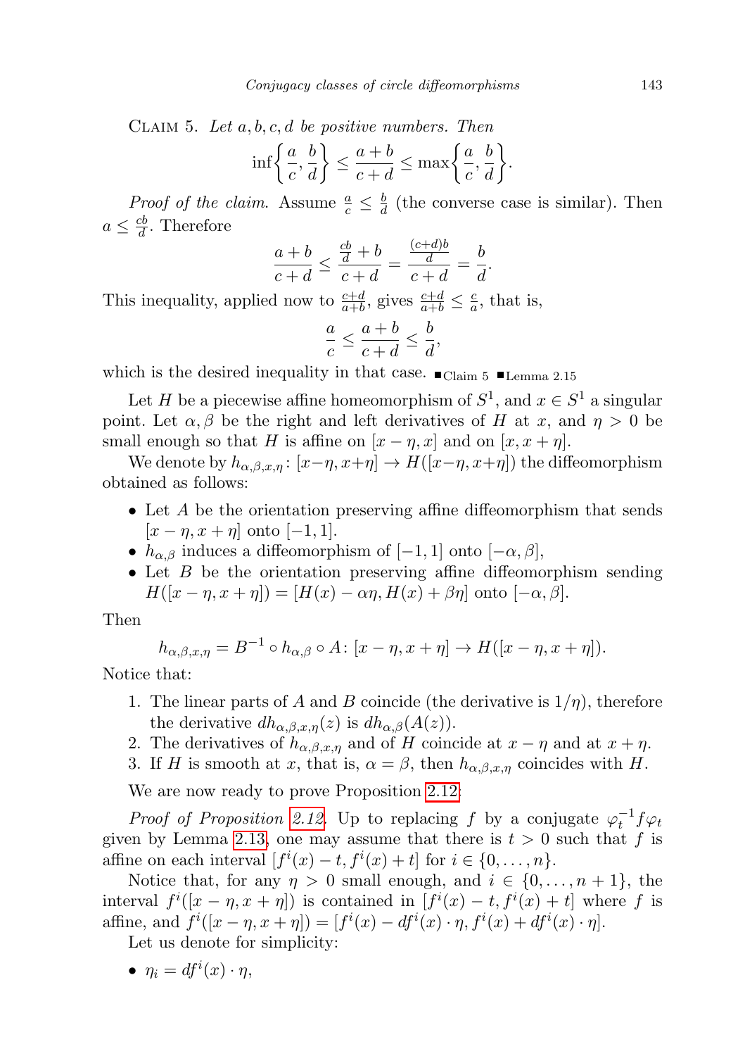Claim 5. *Let $a, b, c, d$ be positive numbers. Then*

$$\inf\left\{\frac{a}{c}, \frac{b}{d}\right\} \le \frac{a+b}{c+d} \le \max\left\{\frac{a}{c}, \frac{b}{d}\right\}.$$

*Proof of the claim.* Assume $\frac{a}{c} \le \frac{b}{d}$ (the converse case is similar). Then $a \le \frac{cb}{d}$. Therefore

$$\frac{a+b}{c+d} \le \frac{\frac{cb}{d}+b}{c+d} = \frac{\frac{(c+d)b}{d}}{c+d} = \frac{b}{d}.$$

This inequality, applied now to $\frac{c+d}{a+b}$, gives $\frac{c+d}{a+b} \le \frac{c}{a}$, that is,

$$\frac{a}{c} \le \frac{a+b}{c+d} \le \frac{b}{d},$$

which is the desired inequality in that case. ■Claim 5 ■Lemma 2.15

Let $H$ be a piecewise affine homeomorphism of $S^1$, and $x \in S^1$ a singular point. Let $\alpha, \beta$ be the right and left derivatives of $H$ at $x$, and $\eta > 0$ be small enough so that $H$ is affine on $[x-\eta, x]$ and on $[x, x+\eta]$.

We denote by $h_{\alpha,\beta,x,\eta} \colon [x-\eta, x+\eta] \to H([x-\eta, x+\eta])$ the diffeomorphism obtained as follows:

- Let $A$ be the orientation preserving affine diffeomorphism that sends $[x-\eta, x+\eta]$ onto $[-1, 1]$.
- $h_{\alpha,\beta}$ induces a diffeomorphism of $[-1, 1]$ onto $[-\alpha, \beta]$,
- Let $B$ be the orientation preserving affine diffeomorphism sending $H([x-\eta, x+\eta]) = [H(x) - \alpha\eta, H(x) + \beta\eta]$ onto $[-\alpha, \beta]$.

Then

$$h_{\alpha,\beta,x,\eta} = B^{-1} \circ h_{\alpha,\beta} \circ A \colon [x-\eta, x+\eta] \to H([x-\eta, x+\eta]).$$

Notice that:

1. The linear parts of $A$ and $B$ coincide (the derivative is $1/\eta$), therefore the derivative $dh_{\alpha,\beta,x,\eta}(z)$ is $dh_{\alpha,\beta}(A(z))$.
2. The derivatives of $h_{\alpha,\beta,x,\eta}$ and of $H$ coincide at $x-\eta$ and at $x+\eta$.
3. If $H$ is smooth at $x$, that is, $\alpha = \beta$, then $h_{\alpha,\beta,x,\eta}$ coincides with $H$.

We are now ready to prove Proposition 2.12.

*Proof of Proposition 2.12.* Up to replacing $f$ by a conjugate $\varphi_t^{-1} f \varphi_t$ given by Lemma 2.13, one may assume that there is $t > 0$ such that $f$ is affine on each interval $[f^i(x) - t, f^i(x) + t]$ for $i \in \{0, \dots, n\}$.

Notice that, for any $\eta > 0$ small enough, and $i \in \{0, \dots, n+1\}$, the interval $f^i([x-\eta, x+\eta])$ is contained in $[f^i(x) - t, f^i(x) + t]$ where $f$ is affine, and $f^i([x-\eta, x+\eta]) = [f^i(x) - df^i(x) \cdot \eta, f^i(x) + df^i(x) \cdot \eta]$.

Let us denote for simplicity:

- $\eta_i = df^i(x) \cdot \eta$,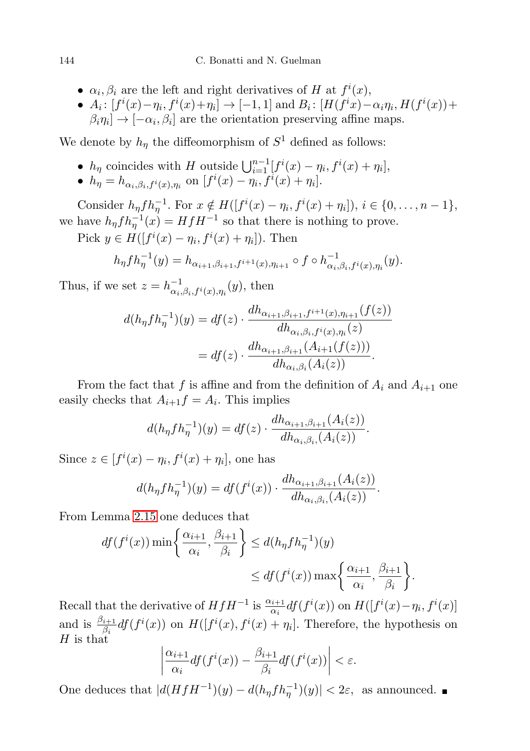- $\alpha_i, \beta_i$ are the left and right derivatives of $H$ at $f^i(x)$,
- $A_i\colon [f^i(x)-\eta_i, f^i(x)+\eta_i] \to [-1,1]$ and $B_i\colon [H(f^i x)-\alpha_i\eta_i, H(f^i(x))+\beta_i\eta_i] \to [-\alpha_i, \beta_i]$ are the orientation preserving affine maps.

We denote by $h_\eta$ the diffeomorphism of $S^1$ defined as follows:

- $h_\eta$ coincides with $H$ outside $\bigcup_{i=1}^{n-1}[f^i(x)-\eta_i, f^i(x)+\eta_i]$,
- $h_\eta = h_{\alpha_i,\beta_i,f^i(x),\eta_i}$ on $[f^i(x)-\eta_i, f^i(x)+\eta_i]$.

Consider $h_\eta f h_\eta^{-1}$. For $x \notin H([f^i(x)-\eta_i, f^i(x)+\eta_i])$, $i \in \{0,\dots,n-1\}$, we have $h_\eta f h_\eta^{-1}(x) = HfH^{-1}$ so that there is nothing to prove.

Pick $y \in H([f^i(x)-\eta_i, f^i(x)+\eta_i])$. Then

$$h_\eta f h_\eta^{-1}(y) = h_{\alpha_{i+1},\beta_{i+1},f^{i+1}(x),\eta_{i+1}} \circ f \circ h^{-1}_{\alpha_i,\beta_i,f^i(x),\eta_i}(y).$$

Thus, if we set $z = h^{-1}_{\alpha_i,\beta_i,f^i(x),\eta_i}(y)$, then

$$\begin{aligned} d(h_\eta f h_\eta^{-1})(y) &= df(z)\cdot \frac{dh_{\alpha_{i+1},\beta_{i+1},f^{i+1}(x),\eta_{i+1}}(f(z))}{dh_{\alpha_i,\beta_i,f^i(x),\eta_i}(z)} \\ &= df(z)\cdot \frac{dh_{\alpha_{i+1},\beta_{i+1}}(A_{i+1}(f(z)))}{dh_{\alpha_i,\beta_i}(A_i(z))}. \end{aligned}$$

From the fact that $f$ is affine and from the definition of $A_i$ and $A_{i+1}$ one easily checks that $A_{i+1}f = A_i$. This implies

$$d(h_\eta f h_\eta^{-1})(y) = df(z)\cdot \frac{dh_{\alpha_{i+1},\beta_{i+1}}(A_i(z))}{dh_{\alpha_i,\beta_i,}(A_i(z))}.$$

Since $z \in [f^i(x)-\eta_i, f^i(x)+\eta_i]$, one has

$$d(h_\eta f h_\eta^{-1})(y) = df(f^i(x))\cdot \frac{dh_{\alpha_{i+1},\beta_{i+1}}(A_i(z))}{dh_{\alpha_i,\beta_i,}(A_i(z))}.$$

From Lemma 2.15 one deduces that

$$\begin{aligned} df(f^i(x))\min\left\{\frac{\alpha_{i+1}}{\alpha_i}, \frac{\beta_{i+1}}{\beta_i}\right\} &\le d(h_\eta f h_\eta^{-1})(y) \\ &\le df(f^i(x))\max\left\{\frac{\alpha_{i+1}}{\alpha_i}, \frac{\beta_{i+1}}{\beta_i}\right\}. \end{aligned}$$

Recall that the derivative of $HfH^{-1}$ is $\frac{\alpha_{i+1}}{\alpha_i}df(f^i(x))$ on $H([f^i(x)-\eta_i, f^i(x)]$ and is $\frac{\beta_{i+1}}{\beta_i}df(f^i(x))$ on $H([f^i(x), f^i(x)+\eta_i]$. Therefore, the hypothesis on $H$ is that

$$\left|\frac{\alpha_{i+1}}{\alpha_i}df(f^i(x)) - \frac{\beta_{i+1}}{\beta_i}df(f^i(x))\right| < \varepsilon.$$

One deduces that $|d(HfH^{-1})(y) - d(h_\eta f h_\eta^{-1})(y)| < 2\varepsilon$, as announced. ∎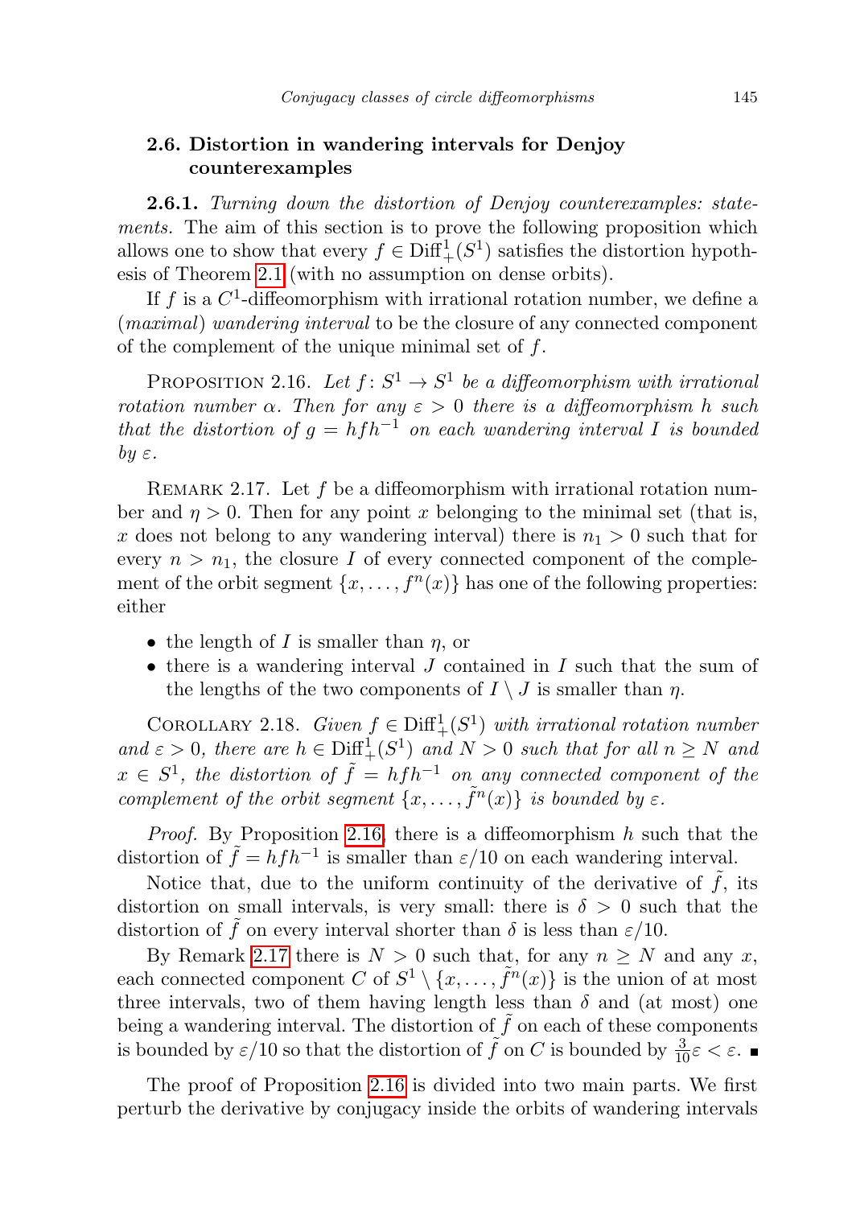### 2.6. Distortion in wandering intervals for Denjoy counterexamples

**2.6.1.** *Turning down the distortion of Denjoy counterexamples: statements.* The aim of this section is to prove the following proposition which allows one to show that every $f \in \mathrm{Diff}^1_+(S^1)$ satisfies the distortion hypothesis of Theorem 2.1 (with no assumption on dense orbits).

If $f$ is a $C^1$-diffeomorphism with irrational rotation number, we define a (*maximal*) *wandering interval* to be the closure of any connected component of the complement of the unique minimal set of $f$.

Proposition 2.16. *Let $f\colon S^1 \to S^1$ be a diffeomorphism with irrational rotation number $\alpha$. Then for any $\varepsilon > 0$ there is a diffeomorphism $h$ such that the distortion of $g = hfh^{-1}$ on each wandering interval $I$ is bounded by $\varepsilon$.*

Remark 2.17. Let $f$ be a diffeomorphism with irrational rotation number and $\eta > 0$. Then for any point $x$ belonging to the minimal set (that is, $x$ does not belong to any wandering interval) there is $n_1 > 0$ such that for every $n > n_1$, the closure $I$ of every connected component of the complement of the orbit segment $\{x, \dots, f^n(x)\}$ has one of the following properties: either

- the length of $I$ is smaller than $\eta$, or
- there is a wandering interval $J$ contained in $I$ such that the sum of the lengths of the two components of $I \setminus J$ is smaller than $\eta$.

Corollary 2.18. *Given $f \in \mathrm{Diff}^1_+(S^1)$ with irrational rotation number and $\varepsilon > 0$, there are $h \in \mathrm{Diff}^1_+(S^1)$ and $N > 0$ such that for all $n \geq N$ and $x \in S^1$, the distortion of $\tilde{f} = hfh^{-1}$ on any connected component of the complement of the orbit segment $\{x, \dots, \tilde{f}^n(x)\}$ is bounded by $\varepsilon$.*

*Proof.* By Proposition 2.16, there is a diffeomorphism $h$ such that the distortion of $\tilde{f} = hfh^{-1}$ is smaller than $\varepsilon/10$ on each wandering interval.

Notice that, due to the uniform continuity of the derivative of $\tilde{f}$, its distortion on small intervals, is very small: there is $\delta > 0$ such that the distortion of $\tilde{f}$ on every interval shorter than $\delta$ is less than $\varepsilon/10$.

By Remark 2.17 there is $N > 0$ such that, for any $n \geq N$ and any $x$, each connected component $C$ of $S^1 \setminus \{x, \dots, \tilde{f}^n(x)\}$ is the union of at most three intervals, two of them having length less than $\delta$ and (at most) one being a wandering interval. The distortion of $\tilde{f}$ on each of these components is bounded by $\varepsilon/10$ so that the distortion of $\tilde{f}$ on $C$ is bounded by $\frac{3}{10}\varepsilon < \varepsilon$. ∎

The proof of Proposition 2.16 is divided into two main parts. We first perturb the derivative by conjugacy inside the orbits of wandering intervals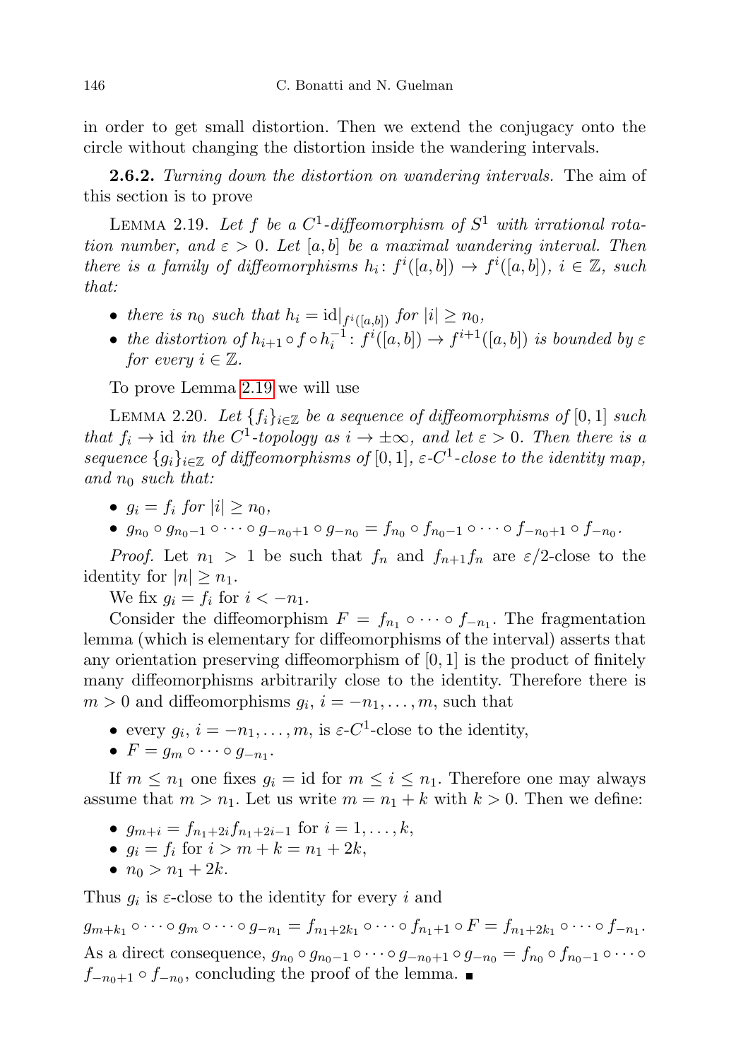in order to get small distortion. Then we extend the conjugacy onto the circle without changing the distortion inside the wandering intervals.

**2.6.2.** *Turning down the distortion on wandering intervals.* The aim of this section is to prove

Lemma 2.19. *Let $f$ be a $C^1$-diffeomorphism of $S^1$ with irrational rotation number, and $\varepsilon > 0$. Let $[a,b]$ be a maximal wandering interval. Then there is a family of diffeomorphisms $h_i\colon f^i([a,b]) \to f^i([a,b])$, $i \in \mathbb{Z}$, such that:*

- *there is $n_0$ such that $h_i = \mathrm{id}|_{f^i([a,b])}$ for $|i| \geq n_0$,*
- *the distortion of $h_{i+1} \circ f \circ h_i^{-1}\colon f^i([a,b]) \to f^{i+1}([a,b])$ is bounded by $\varepsilon$ for every $i \in \mathbb{Z}$.*

To prove Lemma 2.19 we will use

Lemma 2.20. *Let $\{f_i\}_{i\in\mathbb{Z}}$ be a sequence of diffeomorphisms of $[0,1]$ such that $f_i \to \mathrm{id}$ in the $C^1$-topology as $i \to \pm\infty$, and let $\varepsilon > 0$. Then there is a sequence $\{g_i\}_{i\in\mathbb{Z}}$ of diffeomorphisms of $[0,1]$, $\varepsilon$-$C^1$-close to the identity map, and $n_0$ such that:*

- *$g_i = f_i$ for $|i| \geq n_0$,*
- *$g_{n_0} \circ g_{n_0-1} \circ \cdots \circ g_{-n_0+1} \circ g_{-n_0} = f_{n_0} \circ f_{n_0-1} \circ \cdots \circ f_{-n_0+1} \circ f_{-n_0}$.*

*Proof.* Let $n_1 > 1$ be such that $f_n$ and $f_{n+1}f_n$ are $\varepsilon/2$-close to the identity for $|n| \geq n_1$.

We fix $g_i = f_i$ for $i < -n_1$.

Consider the diffeomorphism $F = f_{n_1} \circ \cdots \circ f_{-n_1}$. The fragmentation lemma (which is elementary for diffeomorphisms of the interval) asserts that any orientation preserving diffeomorphism of $[0,1]$ is the product of finitely many diffeomorphisms arbitrarily close to the identity. Therefore there is $m > 0$ and diffeomorphisms $g_i$, $i = -n_1, \ldots, m$, such that

- every $g_i$, $i = -n_1, \ldots, m$, is $\varepsilon$-$C^1$-close to the identity,
- $F = g_m \circ \cdots \circ g_{-n_1}$.

If $m \leq n_1$ one fixes $g_i = \mathrm{id}$ for $m \leq i \leq n_1$. Therefore one may always assume that $m > n_1$. Let us write $m = n_1 + k$ with $k > 0$. Then we define:

- $g_{m+i} = f_{n_1+2i} f_{n_1+2i-1}$ for $i = 1, \ldots, k$,
- $g_i = f_i$ for $i > m + k = n_1 + 2k$,
- $n_0 > n_1 + 2k$.

Thus $g_i$ is $\varepsilon$-close to the identity for every $i$ and

$$g_{m+k_1} \circ \cdots \circ g_m \circ \cdots \circ g_{-n_1} = f_{n_1+2k_1} \circ \cdots \circ f_{n_1+1} \circ F = f_{n_1+2k_1} \circ \cdots \circ f_{-n_1}.$$

As a direct consequence, $g_{n_0} \circ g_{n_0-1} \circ \cdots \circ g_{-n_0+1} \circ g_{-n_0} = f_{n_0} \circ f_{n_0-1} \circ \cdots \circ f_{-n_0+1} \circ f_{-n_0}$, concluding the proof of the lemma. ∎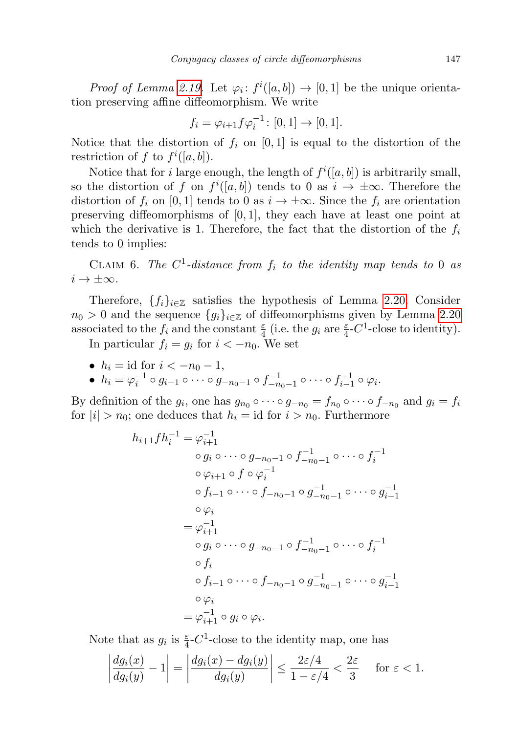*Proof of Lemma 2.19.* Let $\varphi_i\colon f^i([a,b]) \to [0,1]$ be the unique orientation preserving affine diffeomorphism. We write

$$f_i = \varphi_{i+1} f \varphi_i^{-1}\colon [0,1] \to [0,1].$$

Notice that the distortion of $f_i$ on $[0,1]$ is equal to the distortion of the restriction of $f$ to $f^i([a,b])$.

Notice that for $i$ large enough, the length of $f^i([a,b])$ is arbitrarily small, so the distortion of $f$ on $f^i([a,b])$ tends to 0 as $i \to \pm\infty$. Therefore the distortion of $f_i$ on $[0,1]$ tends to 0 as $i \to \pm\infty$. Since the $f_i$ are orientation preserving diffeomorphisms of $[0,1]$, they each have at least one point at which the derivative is 1. Therefore, the fact that the distortion of the $f_i$ tends to 0 implies:

Claim 6. *The $C^1$-distance from $f_i$ to the identity map tends to 0 as $i \to \pm\infty$.*

Therefore, $\{f_i\}_{i\in\mathbb{Z}}$ satisfies the hypothesis of Lemma 2.20. Consider $n_0 > 0$ and the sequence $\{g_i\}_{i\in\mathbb{Z}}$ of diffeomorphisms given by Lemma 2.20 associated to the $f_i$ and the constant $\frac{\varepsilon}{4}$ (i.e. the $g_i$ are $\frac{\varepsilon}{4}$-$C^1$-close to identity).

In particular $f_i = g_i$ for $i < -n_0$. We set

- $h_i = \mathrm{id}$ for $i < -n_0 - 1$,
- $h_i = \varphi_i^{-1} \circ g_{i-1} \circ \cdots \circ g_{-n_0-1} \circ f_{-n_0-1}^{-1} \circ \cdots \circ f_{i-1}^{-1} \circ \varphi_i$.

By definition of the $g_i$, one has $g_{n_0} \circ \cdots \circ g_{-n_0} = f_{n_0} \circ \cdots \circ f_{-n_0}$ and $g_i = f_i$ for $|i| > n_0$; one deduces that $h_i = \mathrm{id}$ for $i > n_0$. Furthermore

$$\begin{aligned}
h_{i+1} f h_i^{-1} &= \varphi_{i+1}^{-1} \\
&\quad \circ g_i \circ \cdots \circ g_{-n_0-1} \circ f_{-n_0-1}^{-1} \circ \cdots \circ f_i^{-1} \\
&\quad \circ \varphi_{i+1} \circ f \circ \varphi_i^{-1} \\
&\quad \circ f_{i-1} \circ \cdots \circ f_{-n_0-1} \circ g_{-n_0-1}^{-1} \circ \cdots \circ g_{i-1}^{-1} \\
&\quad \circ \varphi_i \\
&= \varphi_{i+1}^{-1} \\
&\quad \circ g_i \circ \cdots \circ g_{-n_0-1} \circ f_{-n_0-1}^{-1} \circ \cdots \circ f_i^{-1} \\
&\quad \circ f_i \\
&\quad \circ f_{i-1} \circ \cdots \circ f_{-n_0-1} \circ g_{-n_0-1}^{-1} \circ \cdots \circ g_{i-1}^{-1} \\
&\quad \circ \varphi_i \\
&= \varphi_{i+1}^{-1} \circ g_i \circ \varphi_i.
\end{aligned}$$

Note that as $g_i$ is $\frac{\varepsilon}{4}$-$C^1$-close to the identity map, one has

$$\left| \frac{dg_i(x)}{dg_i(y)} - 1 \right| = \left| \frac{dg_i(x) - dg_i(y)}{dg_i(y)} \right| \le \frac{2\varepsilon/4}{1 - \varepsilon/4} < \frac{2\varepsilon}{3} \quad \text{for } \varepsilon < 1.$$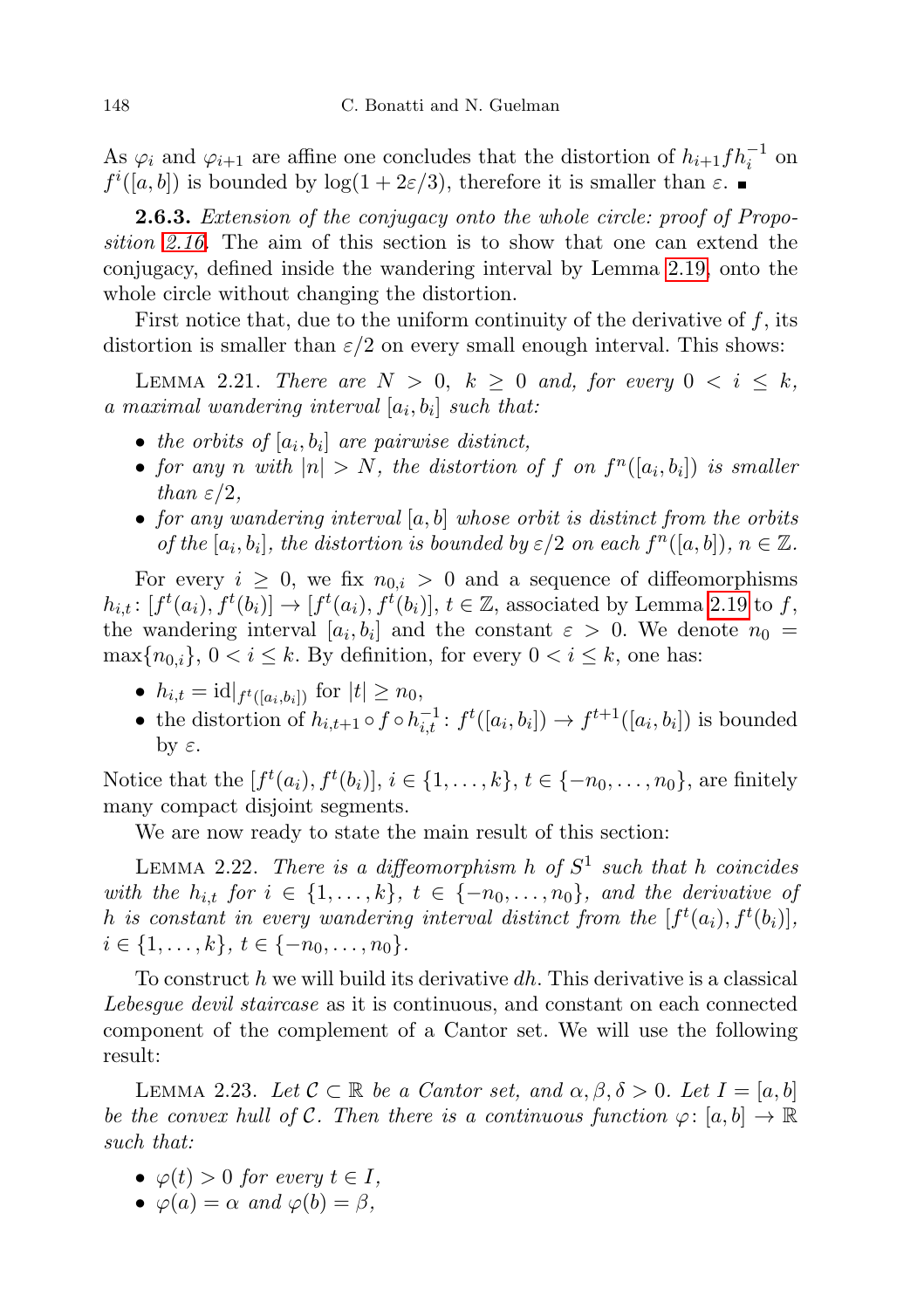As $\varphi_i$ and $\varphi_{i+1}$ are affine one concludes that the distortion of $h_{i+1}fh_i^{-1}$ on $f^i([a,b])$ is bounded by $\log(1+2\varepsilon/3)$, therefore it is smaller than $\varepsilon$. ∎

**2.6.3.** *Extension of the conjugacy onto the whole circle: proof of Proposition 2.16.* The aim of this section is to show that one can extend the conjugacy, defined inside the wandering interval by Lemma 2.19, onto the whole circle without changing the distortion.

First notice that, due to the uniform continuity of the derivative of $f$, its distortion is smaller than $\varepsilon/2$ on every small enough interval. This shows:

LEMMA 2.21. *There are $N > 0$, $k \geq 0$ and, for every $0 < i \leq k$, a maximal wandering interval $[a_i, b_i]$ such that:*

- *the orbits of $[a_i, b_i]$ are pairwise distinct,*
- *for any $n$ with $|n| > N$, the distortion of $f$ on $f^n([a_i, b_i])$ is smaller than $\varepsilon/2$,*
- *for any wandering interval $[a, b]$ whose orbit is distinct from the orbits of the $[a_i, b_i]$, the distortion is bounded by $\varepsilon/2$ on each $f^n([a, b])$, $n \in \mathbb{Z}$.*

For every $i \geq 0$, we fix $n_{0,i} > 0$ and a sequence of diffeomorphisms $h_{i,t}\colon [f^t(a_i), f^t(b_i)] \to [f^t(a_i), f^t(b_i)]$, $t \in \mathbb{Z}$, associated by Lemma 2.19 to $f$, the wandering interval $[a_i, b_i]$ and the constant $\varepsilon > 0$. We denote $n_0 = \max\{n_{0,i}\}$, $0 < i \leq k$. By definition, for every $0 < i \leq k$, one has:

- $h_{i,t} = \mathrm{id}|_{f^t([a_i,b_i])}$ for $|t| \geq n_0$,
- the distortion of $h_{i,t+1} \circ f \circ h_{i,t}^{-1}\colon f^t([a_i, b_i]) \to f^{t+1}([a_i, b_i])$ is bounded by $\varepsilon$.

Notice that the $[f^t(a_i), f^t(b_i)]$, $i \in \{1, \ldots, k\}$, $t \in \{-n_0, \ldots, n_0\}$, are finitely many compact disjoint segments.

We are now ready to state the main result of this section:

LEMMA 2.22. *There is a diffeomorphism $h$ of $S^1$ such that $h$ coincides with the $h_{i,t}$ for $i \in \{1, \ldots, k\}$, $t \in \{-n_0, \ldots, n_0\}$, and the derivative of $h$ is constant in every wandering interval distinct from the $[f^t(a_i), f^t(b_i)]$, $i \in \{1, \ldots, k\}$, $t \in \{-n_0, \ldots, n_0\}$.*

To construct $h$ we will build its derivative $dh$. This derivative is a classical *Lebesgue devil staircase* as it is continuous, and constant on each connected component of the complement of a Cantor set. We will use the following result:

LEMMA 2.23. *Let $\mathcal{C} \subset \mathbb{R}$ be a Cantor set, and $\alpha, \beta, \delta > 0$. Let $I = [a, b]$ be the convex hull of $\mathcal{C}$. Then there is a continuous function $\varphi\colon [a, b] \to \mathbb{R}$ such that:*

- *$\varphi(t) > 0$ for every $t \in I$,*
- *$\varphi(a) = \alpha$ and $\varphi(b) = \beta$,*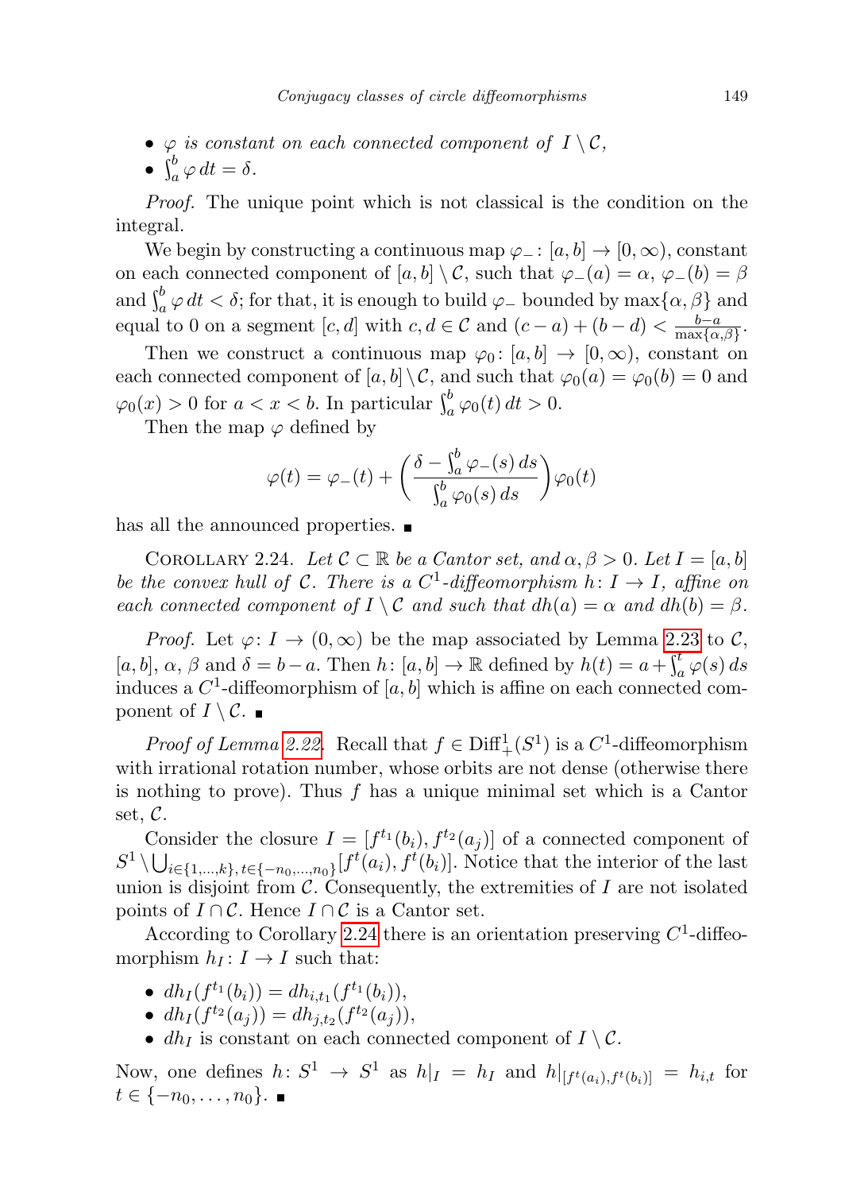- *$\varphi$ is constant on each connected component of $I \setminus \mathcal{C}$,*
- $\int_a^b \varphi\, dt = \delta$.

*Proof.* The unique point which is not classical is the condition on the integral.

We begin by constructing a continuous map $\varphi_- : [a,b] \to [0,\infty)$, constant on each connected component of $[a,b] \setminus \mathcal{C}$, such that $\varphi_-(a) = \alpha$, $\varphi_-(b) = \beta$ and $\int_a^b \varphi\, dt < \delta$; for that, it is enough to build $\varphi_-$ bounded by $\max\{\alpha,\beta\}$ and equal to 0 on a segment $[c,d]$ with $c,d \in \mathcal{C}$ and $(c-a)+(b-d) < \frac{b-a}{\max\{\alpha,\beta\}}$.

Then we construct a continuous map $\varphi_0 : [a,b] \to [0,\infty)$, constant on each connected component of $[a,b]\setminus\mathcal{C}$, and such that $\varphi_0(a) = \varphi_0(b) = 0$ and $\varphi_0(x) > 0$ for $a < x < b$. In particular $\int_a^b \varphi_0(t)\, dt > 0$.

Then the map $\varphi$ defined by

$$\varphi(t) = \varphi_-(t) + \left( \frac{\delta - \int_a^b \varphi_-(s)\, ds}{\int_a^b \varphi_0(s)\, ds} \right) \varphi_0(t)$$

has all the announced properties. ∎

Corollary 2.24. *Let $\mathcal{C} \subset \mathbb{R}$ be a Cantor set, and $\alpha, \beta > 0$. Let $I = [a,b]$ be the convex hull of $\mathcal{C}$. There is a $C^1$-diffeomorphism $h : I \to I$, affine on each connected component of $I \setminus \mathcal{C}$ and such that $dh(a) = \alpha$ and $dh(b) = \beta$.*

*Proof.* Let $\varphi : I \to (0,\infty)$ be the map associated by Lemma 2.23 to $\mathcal{C}$, $[a,b]$, $\alpha$, $\beta$ and $\delta = b-a$. Then $h : [a,b] \to \mathbb{R}$ defined by $h(t) = a + \int_a^t \varphi(s)\, ds$ induces a $C^1$-diffeomorphism of $[a,b]$ which is affine on each connected component of $I \setminus \mathcal{C}$. ∎

*Proof of Lemma 2.22.* Recall that $f \in \mathrm{Diff}^1_+(S^1)$ is a $C^1$-diffeomorphism with irrational rotation number, whose orbits are not dense (otherwise there is nothing to prove). Thus $f$ has a unique minimal set which is a Cantor set, $\mathcal{C}$.

Consider the closure $I = [f^{t_1}(b_i), f^{t_2}(a_j)]$ of a connected component of $S^1 \setminus \bigcup_{i\in\{1,\dots,k\},\, t\in\{-n_0,\dots,n_0\}} [f^t(a_i), f^t(b_i)]$. Notice that the interior of the last union is disjoint from $\mathcal{C}$. Consequently, the extremities of $I$ are not isolated points of $I \cap \mathcal{C}$. Hence $I \cap \mathcal{C}$ is a Cantor set.

According to Corollary 2.24 there is an orientation preserving $C^1$-diffeomorphism $h_I : I \to I$ such that:

- $dh_I(f^{t_1}(b_i)) = dh_{i,t_1}(f^{t_1}(b_i))$,
- $dh_I(f^{t_2}(a_j)) = dh_{j,t_2}(f^{t_2}(a_j))$,
- $dh_I$ is constant on each connected component of $I \setminus \mathcal{C}$.

Now, one defines $h : S^1 \to S^1$ as $h|_I = h_I$ and $h|_{[f^t(a_i), f^t(b_i)]} = h_{i,t}$ for $t \in \{-n_0, \dots, n_0\}$. ∎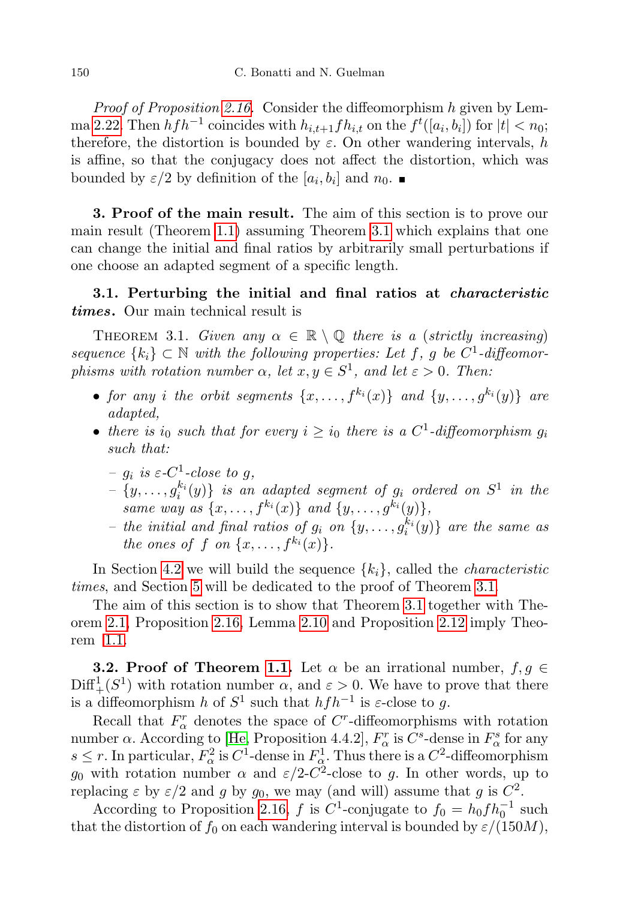*Proof of Proposition 2.16.* Consider the diffeomorphism $h$ given by Lemma 2.22. Then $hfh^{-1}$ coincides with $h_{i,t+1}fh_{i,t}$ on the $f^t([a_i, b_i])$ for $|t| < n_0$; therefore, the distortion is bounded by $\varepsilon$. On other wandering intervals, $h$ is affine, so that the conjugacy does not affect the distortion, which was bounded by $\varepsilon/2$ by definition of the $[a_i, b_i]$ and $n_0$. ■

**3. Proof of the main result.** The aim of this section is to prove our main result (Theorem 1.1) assuming Theorem 3.1 which explains that one can change the initial and final ratios by arbitrarily small perturbations if one choose an adapted segment of a specific length.

**3.1. Perturbing the initial and final ratios at *characteristic times*.** Our main technical result is

THEOREM 3.1. *Given any $\alpha \in \mathbb{R} \setminus \mathbb{Q}$ there is a (strictly increasing) sequence $\{k_i\} \subset \mathbb{N}$ with the following properties: Let $f$, $g$ be $C^1$-diffeomorphisms with rotation number $\alpha$, let $x, y \in S^1$, and let $\varepsilon > 0$. Then:*

- *for any $i$ the orbit segments $\{x, \dots, f^{k_i}(x)\}$ and $\{y, \dots, g^{k_i}(y)\}$ are adapted,*
- *there is $i_0$ such that for every $i \geq i_0$ there is a $C^1$-diffeomorphism $g_i$ such that:*
  - *$g_i$ is $\varepsilon$-$C^1$-close to $g$,*
  - *$\{y, \dots, g_i^{k_i}(y)\}$ is an adapted segment of $g_i$ ordered on $S^1$ in the same way as $\{x, \dots, f^{k_i}(x)\}$ and $\{y, \dots, g^{k_i}(y)\}$,*
  - *the initial and final ratios of $g_i$ on $\{y, \dots, g_i^{k_i}(y)\}$ are the same as the ones of $f$ on $\{x, \dots, f^{k_i}(x)\}$.*

In Section 4.2 we will build the sequence $\{k_i\}$, called the *characteristic times*, and Section 5 will be dedicated to the proof of Theorem 3.1.

The aim of this section is to show that Theorem 3.1 together with Theorem 2.1, Proposition 2.16, Lemma 2.10 and Proposition 2.12 imply Theorem 1.1.

**3.2. Proof of Theorem 1.1.** Let $\alpha$ be an irrational number, $f, g \in \mathrm{Diff}^1_+(S^1)$ with rotation number $\alpha$, and $\varepsilon > 0$. We have to prove that there is a diffeomorphism $h$ of $S^1$ such that $hfh^{-1}$ is $\varepsilon$-close to $g$.

Recall that $F^r_\alpha$ denotes the space of $C^r$-diffeomorphisms with rotation number $\alpha$. According to [He, Proposition 4.4.2], $F^r_\alpha$ is $C^s$-dense in $F^s_\alpha$ for any $s \leq r$. In particular, $F^2_\alpha$ is $C^1$-dense in $F^1_\alpha$. Thus there is a $C^2$-diffeomorphism $g_0$ with rotation number $\alpha$ and $\varepsilon/2$-$C^2$-close to $g$. In other words, up to replacing $\varepsilon$ by $\varepsilon/2$ and $g$ by $g_0$, we may (and will) assume that $g$ is $C^2$.

According to Proposition 2.16, $f$ is $C^1$-conjugate to $f_0 = h_0 f h_0^{-1}$ such that the distortion of $f_0$ on each wandering interval is bounded by $\varepsilon/(150M)$,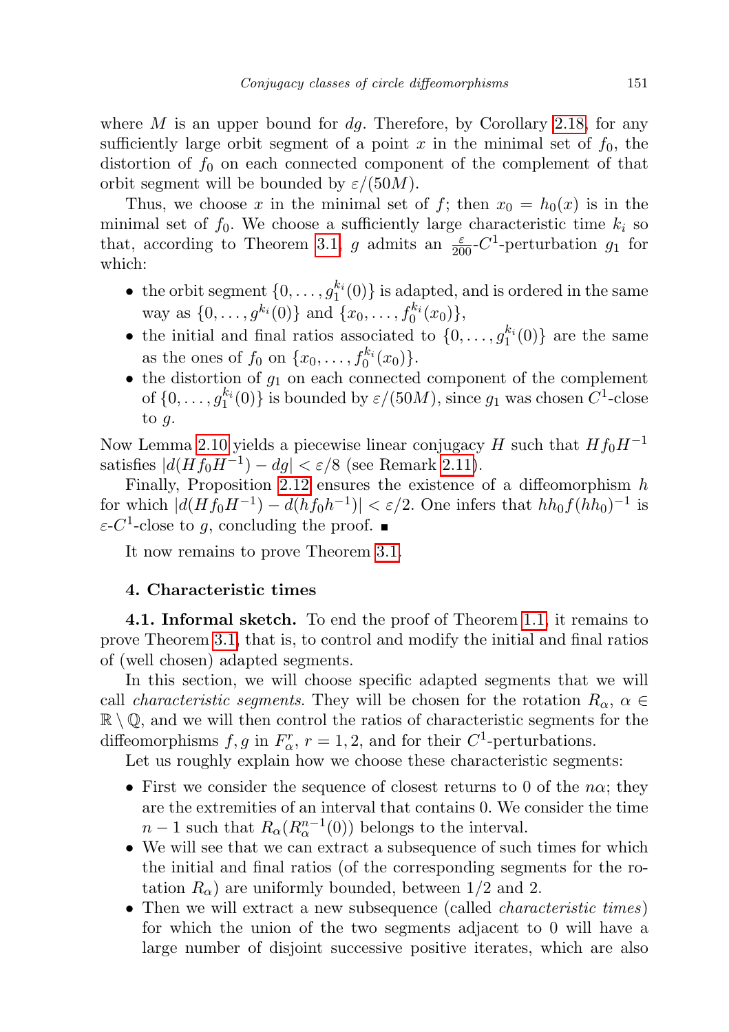where $M$ is an upper bound for $dg$. Therefore, by Corollary 2.18, for any sufficiently large orbit segment of a point $x$ in the minimal set of $f_0$, the distortion of $f_0$ on each connected component of the complement of that orbit segment will be bounded by $\varepsilon/(50M)$.

Thus, we choose $x$ in the minimal set of $f$; then $x_0 = h_0(x)$ is in the minimal set of $f_0$. We choose a sufficiently large characteristic time $k_i$ so that, according to Theorem 3.1, $g$ admits an $\frac{\varepsilon}{200}$-$C^1$-perturbation $g_1$ for which:

- the orbit segment $\{0, \ldots, g_1^{k_i}(0)\}$ is adapted, and is ordered in the same way as $\{0, \ldots, g^{k_i}(0)\}$ and $\{x_0, \ldots, f_0^{k_i}(x_0)\}$,
- the initial and final ratios associated to $\{0, \ldots, g_1^{k_i}(0)\}$ are the same as the ones of $f_0$ on $\{x_0, \ldots, f_0^{k_i}(x_0)\}$.
- the distortion of $g_1$ on each connected component of the complement of $\{0, \ldots, g_1^{k_i}(0)\}$ is bounded by $\varepsilon/(50M)$, since $g_1$ was chosen $C^1$-close to $g$.

Now Lemma 2.10 yields a piecewise linear conjugacy $H$ such that $Hf_0H^{-1}$ satisfies $|d(Hf_0H^{-1}) - dg| < \varepsilon/8$ (see Remark 2.11).

Finally, Proposition 2.12 ensures the existence of a diffeomorphism $h$ for which $|d(Hf_0H^{-1}) - d(hf_0h^{-1})| < \varepsilon/2$. One infers that $hh_0f(hh_0)^{-1}$ is $\varepsilon$-$C^1$-close to $g$, concluding the proof. ∎

It now remains to prove Theorem 3.1.

## 4. Characteristic times

**4.1. Informal sketch.** To end the proof of Theorem 1.1, it remains to prove Theorem 3.1, that is, to control and modify the initial and final ratios of (well chosen) adapted segments.

In this section, we will choose specific adapted segments that we will call *characteristic segments*. They will be chosen for the rotation $R_\alpha$, $\alpha \in \mathbb{R} \setminus \mathbb{Q}$, and we will then control the ratios of characteristic segments for the diffeomorphisms $f, g$ in $F_\alpha^r$, $r = 1, 2$, and for their $C^1$-perturbations.

Let us roughly explain how we choose these characteristic segments:

- First we consider the sequence of closest returns to 0 of the $n\alpha$; they are the extremities of an interval that contains 0. We consider the time $n-1$ such that $R_\alpha(R_\alpha^{n-1}(0))$ belongs to the interval.
- We will see that we can extract a subsequence of such times for which the initial and final ratios (of the corresponding segments for the rotation $R_\alpha$) are uniformly bounded, between 1/2 and 2.
- Then we will extract a new subsequence (called *characteristic times*) for which the union of the two segments adjacent to 0 will have a large number of disjoint successive positive iterates, which are also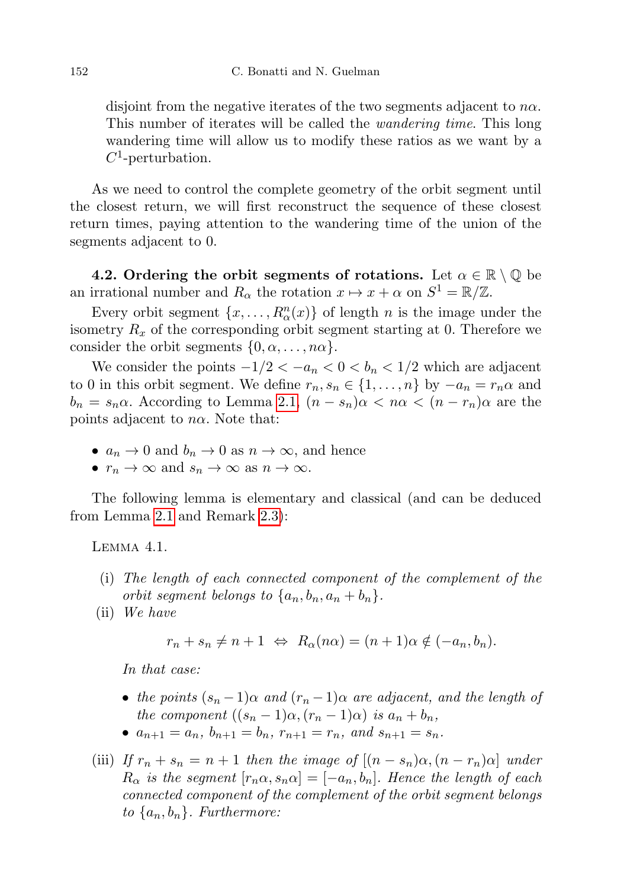disjoint from the negative iterates of the two segments adjacent to $n\alpha$. This number of iterates will be called the *wandering time*. This long wandering time will allow us to modify these ratios as we want by a $C^1$-perturbation.

As we need to control the complete geometry of the orbit segment until the closest return, we will first reconstruct the sequence of these closest return times, paying attention to the wandering time of the union of the segments adjacent to 0.

**4.2. Ordering the orbit segments of rotations.** Let $\alpha \in \mathbb{R} \setminus \mathbb{Q}$ be an irrational number and $R_\alpha$ the rotation $x \mapsto x + \alpha$ on $S^1 = \mathbb{R}/\mathbb{Z}$.

Every orbit segment $\{x, \dots, R_\alpha^n(x)\}$ of length $n$ is the image under the isometry $R_x$ of the corresponding orbit segment starting at 0. Therefore we consider the orbit segments $\{0, \alpha, \dots, n\alpha\}$.

We consider the points $-1/2 < -a_n < 0 < b_n < 1/2$ which are adjacent to 0 in this orbit segment. We define $r_n, s_n \in \{1, \dots, n\}$ by $-a_n = r_n\alpha$ and $b_n = s_n\alpha$. According to Lemma 2.1, $(n - s_n)\alpha < n\alpha < (n - r_n)\alpha$ are the points adjacent to $n\alpha$. Note that:

- $a_n \to 0$ and $b_n \to 0$ as $n \to \infty$, and hence
- $r_n \to \infty$ and $s_n \to \infty$ as $n \to \infty$.

The following lemma is elementary and classical (and can be deduced from Lemma 2.1 and Remark 2.3):

LEMMA 4.1.

(i) *The length of each connected component of the complement of the orbit segment belongs to* $\{a_n, b_n, a_n + b_n\}$.

(ii) *We have*

$$r_n + s_n \neq n + 1 \ \Leftrightarrow\ R_\alpha(n\alpha) = (n+1)\alpha \notin (-a_n, b_n).$$

*In that case:*

- *the points* $(s_n - 1)\alpha$ *and* $(r_n - 1)\alpha$ *are adjacent, and the length of the component* $((s_n - 1)\alpha, (r_n - 1)\alpha)$ *is* $a_n + b_n$,
- $a_{n+1} = a_n$, $b_{n+1} = b_n$, $r_{n+1} = r_n$, *and* $s_{n+1} = s_n$.

(iii) *If* $r_n + s_n = n + 1$ *then the image of* $[(n - s_n)\alpha, (n - r_n)\alpha]$ *under* $R_\alpha$ *is the segment* $[r_n\alpha, s_n\alpha] = [-a_n, b_n]$. *Hence the length of each connected component of the complement of the orbit segment belongs to* $\{a_n, b_n\}$. *Furthermore:*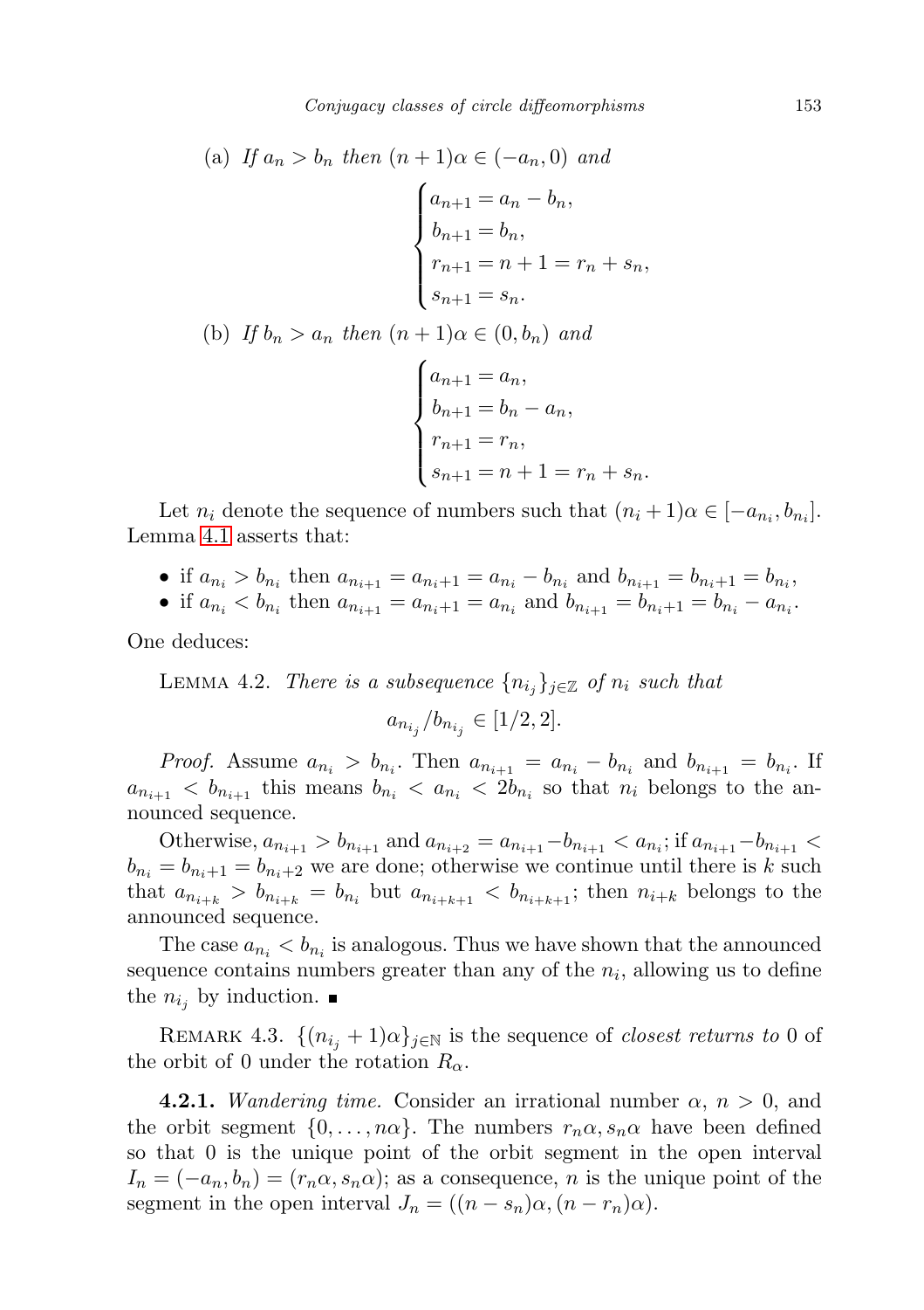(a) *If* $a_n > b_n$ *then* $(n+1)\alpha \in (-a_n, 0)$ *and*

$$\begin{cases} a_{n+1} = a_n - b_n, \\ b_{n+1} = b_n, \\ r_{n+1} = n+1 = r_n + s_n, \\ s_{n+1} = s_n. \end{cases}$$

(b) *If* $b_n > a_n$ *then* $(n+1)\alpha \in (0, b_n)$ *and*

$$\begin{cases} a_{n+1} = a_n, \\ b_{n+1} = b_n - a_n, \\ r_{n+1} = r_n, \\ s_{n+1} = n+1 = r_n + s_n. \end{cases}$$

Let $n_i$ denote the sequence of numbers such that $(n_i+1)\alpha \in [-a_{n_i}, b_{n_i}]$. Lemma 4.1 asserts that:

- if $a_{n_i} > b_{n_i}$ then $a_{n_{i+1}} = a_{n_i+1} = a_{n_i} - b_{n_i}$ and $b_{n_{i+1}} = b_{n_i+1} = b_{n_i}$,
- if $a_{n_i} < b_{n_i}$ then $a_{n_{i+1}} = a_{n_i+1} = a_{n_i}$ and $b_{n_{i+1}} = b_{n_i+1} = b_{n_i} - a_{n_i}$.

One deduces:

Lemma 4.2. *There is a subsequence* $\{n_{i_j}\}_{j\in\mathbb{Z}}$ *of* $n_i$ *such that*

$$a_{n_{i_j}}/b_{n_{i_j}} \in [1/2, 2].$$

*Proof.* Assume $a_{n_i} > b_{n_i}$. Then $a_{n_{i+1}} = a_{n_i} - b_{n_i}$ and $b_{n_{i+1}} = b_{n_i}$. If $a_{n_{i+1}} < b_{n_{i+1}}$ this means $b_{n_i} < a_{n_i} < 2b_{n_i}$ so that $n_i$ belongs to the announced sequence.

Otherwise, $a_{n_{i+1}} > b_{n_{i+1}}$ and $a_{n_{i+2}} = a_{n_{i+1}} - b_{n_{i+1}} < a_{n_i}$; if $a_{n_{i+1}} - b_{n_{i+1}} < b_{n_i} = b_{n_{i+1}} = b_{n_{i+2}}$ we are done; otherwise we continue until there is $k$ such that $a_{n_{i+k}} > b_{n_{i+k}} = b_{n_i}$ but $a_{n_{i+k+1}} < b_{n_{i+k+1}}$; then $n_{i+k}$ belongs to the announced sequence.

The case $a_{n_i} < b_{n_i}$ is analogous. Thus we have shown that the announced sequence contains numbers greater than any of the $n_i$, allowing us to define the $n_{i_j}$ by induction. ∎

Remark 4.3. $\{(n_{i_j}+1)\alpha\}_{j\in\mathbb{N}}$ is the sequence of *closest returns to* 0 of the orbit of 0 under the rotation $R_\alpha$.

**4.2.1.** *Wandering time.* Consider an irrational number $\alpha$, $n > 0$, and the orbit segment $\{0, \dots, n\alpha\}$. The numbers $r_n\alpha, s_n\alpha$ have been defined so that 0 is the unique point of the orbit segment in the open interval $I_n = (-a_n, b_n) = (r_n\alpha, s_n\alpha)$; as a consequence, $n$ is the unique point of the segment in the open interval $J_n = ((n-s_n)\alpha, (n-r_n)\alpha)$.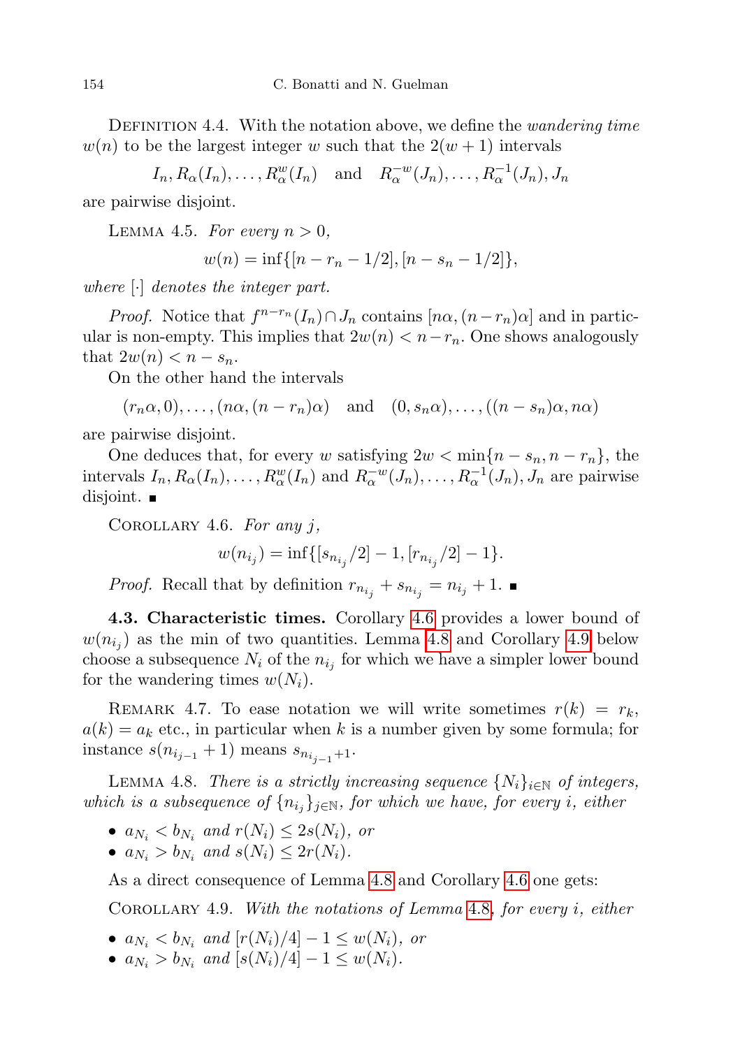Definition 4.4. With the notation above, we define the *wandering time* $w(n)$ to be the largest integer $w$ such that the $2(w+1)$ intervals

$$I_n, R_\alpha(I_n), \dots, R_\alpha^w(I_n) \quad \text{and} \quad R_\alpha^{-w}(J_n), \dots, R_\alpha^{-1}(J_n), J_n$$

are pairwise disjoint.

Lemma 4.5. *For every $n > 0$,*

$$w(n) = \inf\{[n - r_n - 1/2], [n - s_n - 1/2]\},$$

*where $[\cdot]$ denotes the integer part.*

*Proof.* Notice that $f^{n-r_n}(I_n) \cap J_n$ contains $[n\alpha, (n-r_n)\alpha]$ and in particular is non-empty. This implies that $2w(n) < n - r_n$. One shows analogously that $2w(n) < n - s_n$.

On the other hand the intervals

$$(r_n\alpha, 0), \dots, (n\alpha, (n-r_n)\alpha) \quad \text{and} \quad (0, s_n\alpha), \dots, ((n-s_n)\alpha, n\alpha)$$

are pairwise disjoint.

One deduces that, for every $w$ satisfying $2w < \min\{n - s_n, n - r_n\}$, the intervals $I_n, R_\alpha(I_n), \dots, R_\alpha^w(I_n)$ and $R_\alpha^{-w}(J_n), \dots, R_\alpha^{-1}(J_n), J_n$ are pairwise disjoint. ∎

Corollary 4.6. *For any $j$,*

$$w(n_{i_j}) = \inf\{[s_{n_{i_j}}/2] - 1, [r_{n_{i_j}}/2] - 1\}.$$

*Proof.* Recall that by definition $r_{n_{i_j}} + s_{n_{i_j}} = n_{i_j} + 1$. ∎

**4.3. Characteristic times.** Corollary 4.6 provides a lower bound of $w(n_{i_j})$ as the min of two quantities. Lemma 4.8 and Corollary 4.9 below choose a subsequence $N_i$ of the $n_{i_j}$ for which we have a simpler lower bound for the wandering times $w(N_i)$.

Remark 4.7. To ease notation we will write sometimes $r(k) = r_k$, $a(k) = a_k$ etc., in particular when $k$ is a number given by some formula; for instance $s(n_{i_{j-1}} + 1)$ means $s_{n_{i_{j-1}}+1}$.

Lemma 4.8. *There is a strictly increasing sequence $\{N_i\}_{i\in\mathbb{N}}$ of integers, which is a subsequence of $\{n_{i_j}\}_{j\in\mathbb{N}}$, for which we have, for every $i$, either*

- $a_{N_i} < b_{N_i}$ *and* $r(N_i) \le 2s(N_i)$, *or*
- $a_{N_i} > b_{N_i}$ *and* $s(N_i) \le 2r(N_i)$.

As a direct consequence of Lemma 4.8 and Corollary 4.6 one gets:

Corollary 4.9. *With the notations of Lemma 4.8, for every $i$, either*

- $a_{N_i} < b_{N_i}$ *and* $[r(N_i)/4] - 1 \le w(N_i)$, *or*
- $a_{N_i} > b_{N_i}$ *and* $[s(N_i)/4] - 1 \le w(N_i)$.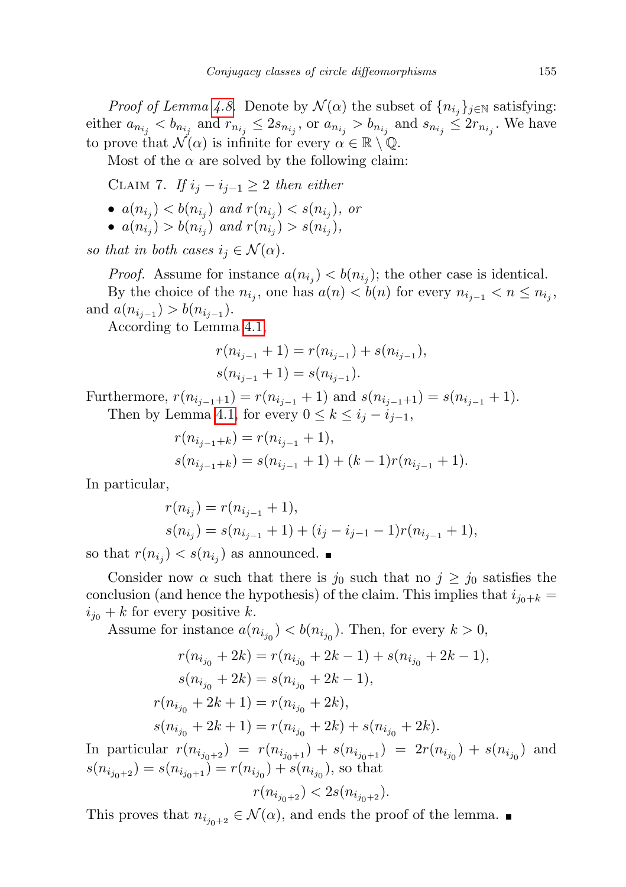*Proof of Lemma 4.8.* Denote by $\mathcal{N}(\alpha)$ the subset of $\{n_{i_j}\}_{j\in\mathbb{N}}$ satisfying: either $a_{n_{i_j}} < b_{n_{i_j}}$ and $r_{n_{i_j}} \le 2s_{n_{i_j}}$, or $a_{n_{i_j}} > b_{n_{i_j}}$ and $s_{n_{i_j}} \le 2r_{n_{i_j}}$. We have to prove that $\mathcal{N}(\alpha)$ is infinite for every $\alpha \in \mathbb{R}\setminus\mathbb{Q}$.

Most of the $\alpha$ are solved by the following claim:

CLAIM 7. *If $i_j - i_{j-1} \ge 2$ then either*

- $a(n_{i_j}) < b(n_{i_j})$ *and* $r(n_{i_j}) < s(n_{i_j})$, *or*
- $a(n_{i_j}) > b(n_{i_j})$ *and* $r(n_{i_j}) > s(n_{i_j})$,

*so that in both cases $i_j \in \mathcal{N}(\alpha)$.*

*Proof.* Assume for instance $a(n_{i_j}) < b(n_{i_j})$; the other case is identical.

By the choice of the $n_{i_j}$, one has $a(n) < b(n)$ for every $n_{i_{j-1}} < n \le n_{i_j}$, and $a(n_{i_{j-1}}) > b(n_{i_{j-1}})$.

According to Lemma 4.1,

$$
\begin{aligned}
r(n_{i_{j-1}}+1) &= r(n_{i_{j-1}}) + s(n_{i_{j-1}}),\\
s(n_{i_{j-1}}+1) &= s(n_{i_{j-1}}).
\end{aligned}
$$

Furthermore, $r(n_{i_{j-1}+1}) = r(n_{i_{j-1}}+1)$ and $s(n_{i_{j-1}+1}) = s(n_{i_{j-1}}+1)$.

Then by Lemma 4.1, for every $0 \le k \le i_j - i_{j-1}$,

$$
\begin{aligned}
r(n_{i_{j-1}+k}) &= r(n_{i_{j-1}}+1),\\
s(n_{i_{j-1}+k}) &= s(n_{i_{j-1}}+1) + (k-1)r(n_{i_{j-1}}+1).
\end{aligned}
$$

In particular,

$$
\begin{aligned}
r(n_{i_j}) &= r(n_{i_{j-1}}+1),\\
s(n_{i_j}) &= s(n_{i_{j-1}}+1) + (i_j - i_{j-1} - 1)r(n_{i_{j-1}}+1),
\end{aligned}
$$

so that $r(n_{i_j}) < s(n_{i_j})$ as announced. ∎

Consider now $\alpha$ such that there is $j_0$ such that no $j \ge j_0$ satisfies the conclusion (and hence the hypothesis) of the claim. This implies that $i_{j_0+k} = i_{j_0} + k$ for every positive $k$.

Assume for instance $a(n_{i_{j_0}}) < b(n_{i_{j_0}})$. Then, for every $k > 0$,

$$
\begin{aligned}
r(n_{i_{j_0}}+2k) &= r(n_{i_{j_0}}+2k-1) + s(n_{i_{j_0}}+2k-1),\\
s(n_{i_{j_0}}+2k) &= s(n_{i_{j_0}}+2k-1),\\
r(n_{i_{j_0}}+2k+1) &= r(n_{i_{j_0}}+2k),\\
s(n_{i_{j_0}}+2k+1) &= r(n_{i_{j_0}}+2k) + s(n_{i_{j_0}}+2k).
\end{aligned}
$$

In particular $r(n_{i_{j_0+2}}) = r(n_{i_{j_0+1}}) + s(n_{i_{j_0+1}}) = 2r(n_{i_{j_0}}) + s(n_{i_{j_0}})$ and $s(n_{i_{j_0+2}}) = s(n_{i_{j_0+1}}) = r(n_{i_{j_0}}) + s(n_{i_{j_0}})$, so that

$$
r(n_{i_{j_0+2}}) < 2s(n_{i_{j_0+2}}).
$$

This proves that $n_{i_{j_0+2}} \in \mathcal{N}(\alpha)$, and ends the proof of the lemma. ∎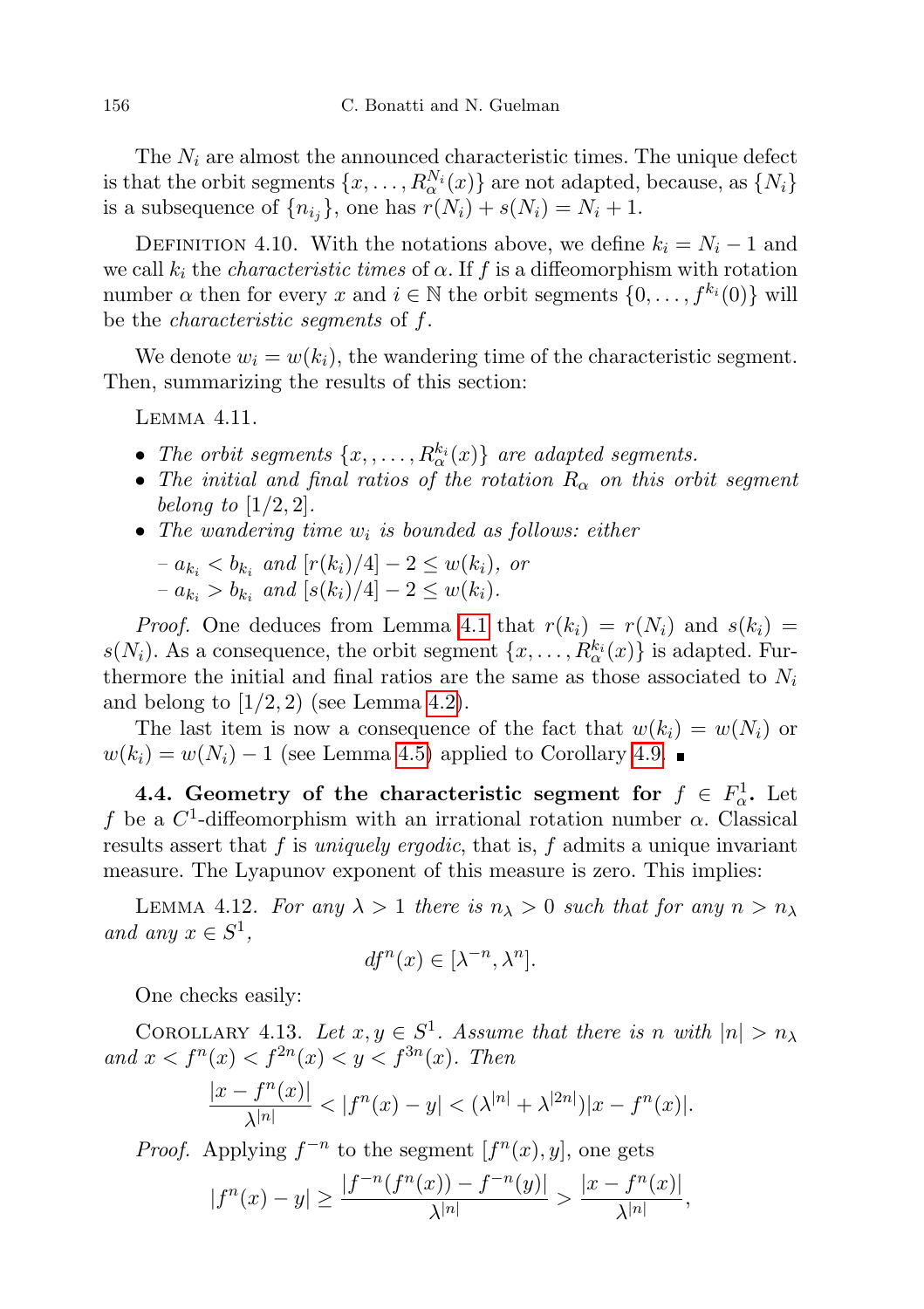The $N_i$ are almost the announced characteristic times. The unique defect is that the orbit segments $\{x, \dots, R_\alpha^{N_i}(x)\}$ are not adapted, because, as $\{N_i\}$ is a subsequence of $\{n_{i_j}\}$, one has $r(N_i) + s(N_i) = N_i + 1$.

Definition 4.10. With the notations above, we define $k_i = N_i - 1$ and we call $k_i$ the *characteristic times* of $\alpha$. If $f$ is a diffeomorphism with rotation number $\alpha$ then for every $x$ and $i \in \mathbb{N}$ the orbit segments $\{0, \dots, f^{k_i}(0)\}$ will be the *characteristic segments* of $f$.

We denote $w_i = w(k_i)$, the wandering time of the characteristic segment. Then, summarizing the results of this section:

Lemma 4.11.

- *The orbit segments $\{x, , \dots, R_\alpha^{k_i}(x)\}$ are adapted segments.*
- *The initial and final ratios of the rotation $R_\alpha$ on this orbit segment belong to $[1/2, 2]$.*
- *The wandering time $w_i$ is bounded as follows: either*
  - *$a_{k_i} < b_{k_i}$ and $[r(k_i)/4] - 2 \leq w(k_i)$, or*
  - *$a_{k_i} > b_{k_i}$ and $[s(k_i)/4] - 2 \leq w(k_i)$.*

*Proof.* One deduces from Lemma 4.1 that $r(k_i) = r(N_i)$ and $s(k_i) = s(N_i)$. As a consequence, the orbit segment $\{x, \dots, R_\alpha^{k_i}(x)\}$ is adapted. Furthermore the initial and final ratios are the same as those associated to $N_i$ and belong to $[1/2, 2)$ (see Lemma 4.2).

The last item is now a consequence of the fact that $w(k_i) = w(N_i)$ or $w(k_i) = w(N_i) - 1$ (see Lemma 4.5) applied to Corollary 4.9. ∎

**4.4. Geometry of the characteristic segment for $f \in F_\alpha^1$.** Let $f$ be a $C^1$-diffeomorphism with an irrational rotation number $\alpha$. Classical results assert that $f$ is *uniquely ergodic*, that is, $f$ admits a unique invariant measure. The Lyapunov exponent of this measure is zero. This implies:

Lemma 4.12. *For any $\lambda > 1$ there is $n_\lambda > 0$ such that for any $n > n_\lambda$ and any $x \in S^1$,*

$$df^n(x) \in [\lambda^{-n}, \lambda^n].$$

One checks easily:

Corollary 4.13. *Let $x, y \in S^1$. Assume that there is $n$ with $|n| > n_\lambda$ and $x < f^n(x) < f^{2n}(x) < y < f^{3n}(x)$. Then*

$$\frac{|x - f^n(x)|}{\lambda^{|n|}} < |f^n(x) - y| < (\lambda^{|n|} + \lambda^{|2n|})|x - f^n(x)|.$$

*Proof.* Applying $f^{-n}$ to the segment $[f^n(x), y]$, one gets

$$|f^n(x) - y| \geq \frac{|f^{-n}(f^n(x)) - f^{-n}(y)|}{\lambda^{|n|}} > \frac{|x - f^n(x)|}{\lambda^{|n|}},$$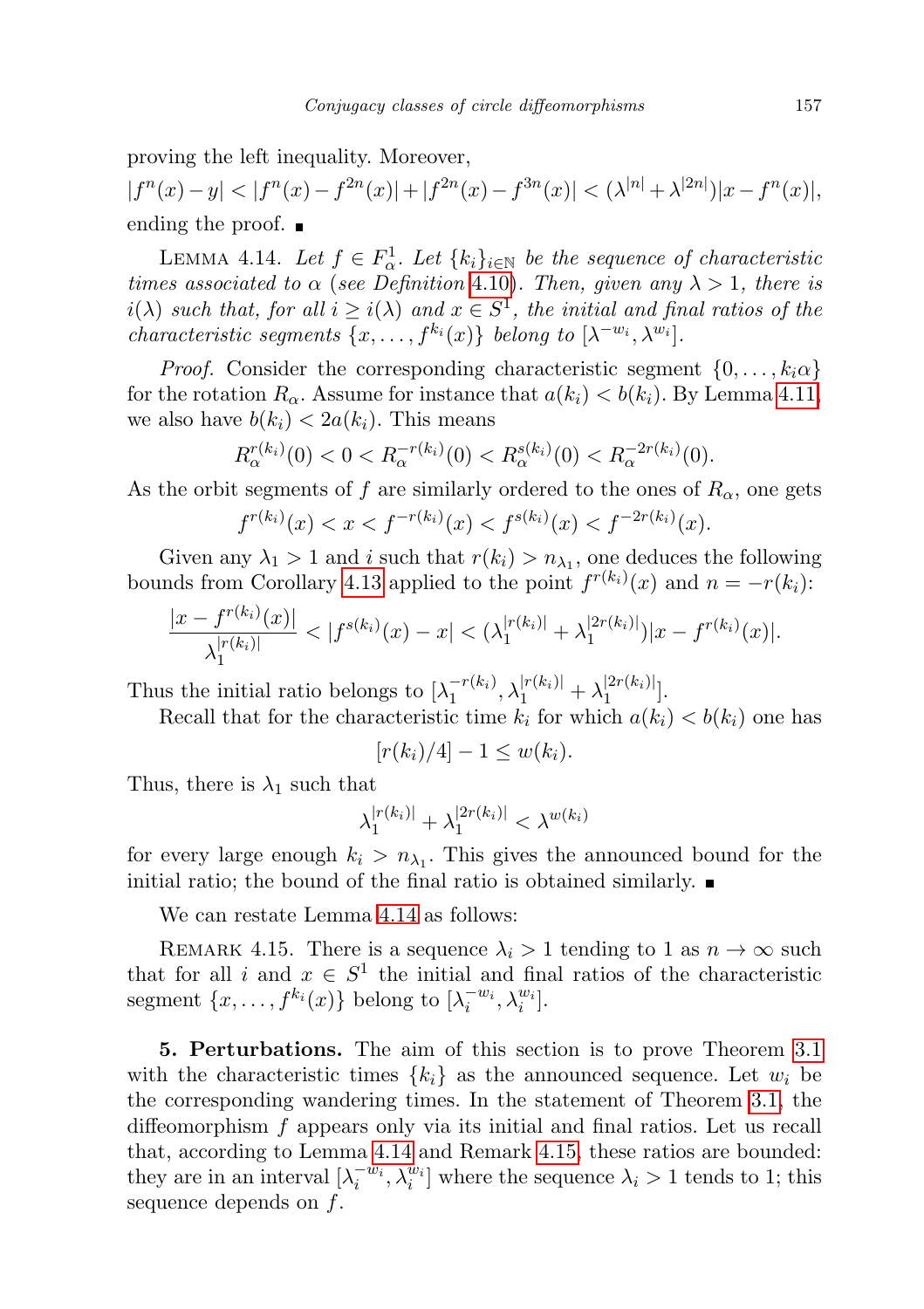proving the left inequality. Moreover,

$$|f^n(x) - y| < |f^n(x) - f^{2n}(x)| + |f^{2n}(x) - f^{3n}(x)| < (\lambda^{|n|} + \lambda^{|2n|})|x - f^n(x)|,$$

ending the proof. ■

Lemma 4.14. *Let $f \in F^1_\alpha$. Let $\{k_i\}_{i\in\mathbb{N}}$ be the sequence of characteristic times associated to $\alpha$ (see Definition 4.10). Then, given any $\lambda > 1$, there is $i(\lambda)$ such that, for all $i \geq i(\lambda)$ and $x \in S^1$, the initial and final ratios of the characteristic segments $\{x, \ldots, f^{k_i}(x)\}$ belong to $[\lambda^{-w_i}, \lambda^{w_i}]$.*

*Proof.* Consider the corresponding characteristic segment $\{0, \ldots, k_i\alpha\}$ for the rotation $R_\alpha$. Assume for instance that $a(k_i) < b(k_i)$. By Lemma 4.11, we also have $b(k_i) < 2a(k_i)$. This means

$$R_\alpha^{r(k_i)}(0) < 0 < R_\alpha^{-r(k_i)}(0) < R_\alpha^{s(k_i)}(0) < R_\alpha^{-2r(k_i)}(0).$$

As the orbit segments of $f$ are similarly ordered to the ones of $R_\alpha$, one gets

$$f^{r(k_i)}(x) < x < f^{-r(k_i)}(x) < f^{s(k_i)}(x) < f^{-2r(k_i)}(x).$$

Given any $\lambda_1 > 1$ and $i$ such that $r(k_i) > n_{\lambda_1}$, one deduces the following bounds from Corollary 4.13 applied to the point $f^{r(k_i)}(x)$ and $n = -r(k_i)$:

$$\frac{|x - f^{r(k_i)}(x)|}{\lambda_1^{|r(k_i)|}} < |f^{s(k_i)}(x) - x| < (\lambda_1^{|r(k_i)|} + \lambda_1^{|2r(k_i)|})|x - f^{r(k_i)}(x)|.$$

Thus the initial ratio belongs to $[\lambda_1^{-r(k_i)}, \lambda_1^{|r(k_i)|} + \lambda_1^{|2r(k_i)|}]$.

Recall that for the characteristic time $k_i$ for which $a(k_i) < b(k_i)$ one has

$$[r(k_i)/4] - 1 \leq w(k_i).$$

Thus, there is $\lambda_1$ such that

$$\lambda_1^{|r(k_i)|} + \lambda_1^{|2r(k_i)|} < \lambda^{w(k_i)}$$

for every large enough $k_i > n_{\lambda_1}$. This gives the announced bound for the initial ratio; the bound of the final ratio is obtained similarly. ■

We can restate Lemma 4.14 as follows:

Remark 4.15. There is a sequence $\lambda_i > 1$ tending to 1 as $n \to \infty$ such that for all $i$ and $x \in S^1$ the initial and final ratios of the characteristic segment $\{x, \ldots, f^{k_i}(x)\}$ belong to $[\lambda_i^{-w_i}, \lambda_i^{w_i}]$.

**5. Perturbations.** The aim of this section is to prove Theorem 3.1 with the characteristic times $\{k_i\}$ as the announced sequence. Let $w_i$ be the corresponding wandering times. In the statement of Theorem 3.1, the diffeomorphism $f$ appears only via its initial and final ratios. Let us recall that, according to Lemma 4.14 and Remark 4.15, these ratios are bounded: they are in an interval $[\lambda_i^{-w_i}, \lambda_i^{w_i}]$ where the sequence $\lambda_i > 1$ tends to 1; this sequence depends on $f$.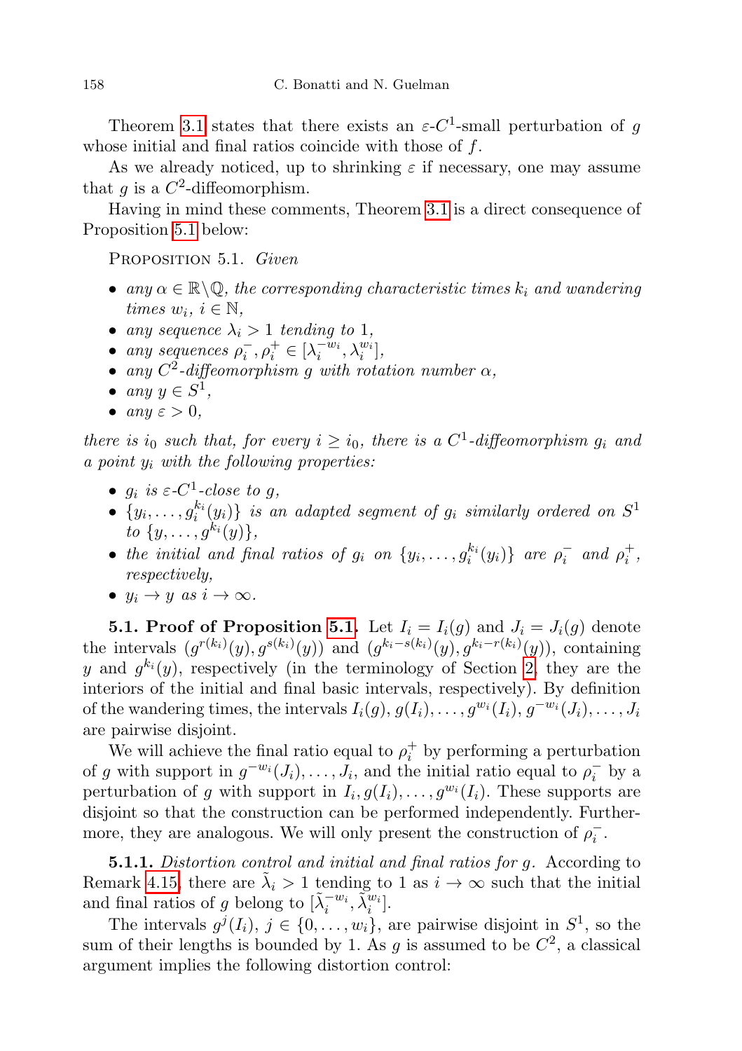Theorem 3.1 states that there exists an $\varepsilon$-$C^1$-small perturbation of $g$ whose initial and final ratios coincide with those of $f$.

As we already noticed, up to shrinking $\varepsilon$ if necessary, one may assume that $g$ is a $C^2$-diffeomorphism.

Having in mind these comments, Theorem 3.1 is a direct consequence of Proposition 5.1 below:

Proposition 5.1. *Given*

- *any $\alpha \in \mathbb{R}\setminus\mathbb{Q}$, the corresponding characteristic times $k_i$ and wandering times $w_i$, $i \in \mathbb{N}$,*
- *any sequence $\lambda_i > 1$ tending to 1,*
- *any sequences $\rho_i^-, \rho_i^+ \in [\lambda_i^{-w_i}, \lambda_i^{w_i}]$,*
- *any $C^2$-diffeomorphism $g$ with rotation number $\alpha$,*
- *any $y \in S^1$,*
- *any $\varepsilon > 0$,*

*there is $i_0$ such that, for every $i \geq i_0$, there is a $C^1$-diffeomorphism $g_i$ and a point $y_i$ with the following properties:*

- *$g_i$ is $\varepsilon$-$C^1$-close to $g$,*
- *$\{y_i, \dots, g_i^{k_i}(y_i)\}$ is an adapted segment of $g_i$ similarly ordered on $S^1$ to $\{y, \dots, g^{k_i}(y)\}$,*
- *the initial and final ratios of $g_i$ on $\{y_i, \dots, g_i^{k_i}(y_i)\}$ are $\rho_i^-$ and $\rho_i^+$, respectively,*
- *$y_i \to y$ as $i \to \infty$.*

**5.1. Proof of Proposition 5.1.** Let $I_i = I_i(g)$ and $J_i = J_i(g)$ denote the intervals $(g^{r(k_i)}(y), g^{s(k_i)}(y))$ and $(g^{k_i - s(k_i)}(y), g^{k_i - r(k_i)}(y))$, containing $y$ and $g^{k_i}(y)$, respectively (in the terminology of Section 2, they are the interiors of the initial and final basic intervals, respectively). By definition of the wandering times, the intervals $I_i(g), g(I_i), \dots, g^{w_i}(I_i), g^{-w_i}(J_i), \dots, J_i$ are pairwise disjoint.

We will achieve the final ratio equal to $\rho_i^+$ by performing a perturbation of $g$ with support in $g^{-w_i}(J_i), \dots, J_i$, and the initial ratio equal to $\rho_i^-$ by a perturbation of $g$ with support in $I_i, g(I_i), \dots, g^{w_i}(I_i)$. These supports are disjoint so that the construction can be performed independently. Furthermore, they are analogous. We will only present the construction of $\rho_i^-$.

**5.1.1.** *Distortion control and initial and final ratios for $g$.* According to Remark 4.15, there are $\tilde{\lambda}_i > 1$ tending to 1 as $i \to \infty$ such that the initial and final ratios of $g$ belong to $[\tilde{\lambda}_i^{-w_i}, \tilde{\lambda}_i^{w_i}]$.

The intervals $g^j(I_i)$, $j \in \{0, \dots, w_i\}$, are pairwise disjoint in $S^1$, so the sum of their lengths is bounded by 1. As $g$ is assumed to be $C^2$, a classical argument implies the following distortion control: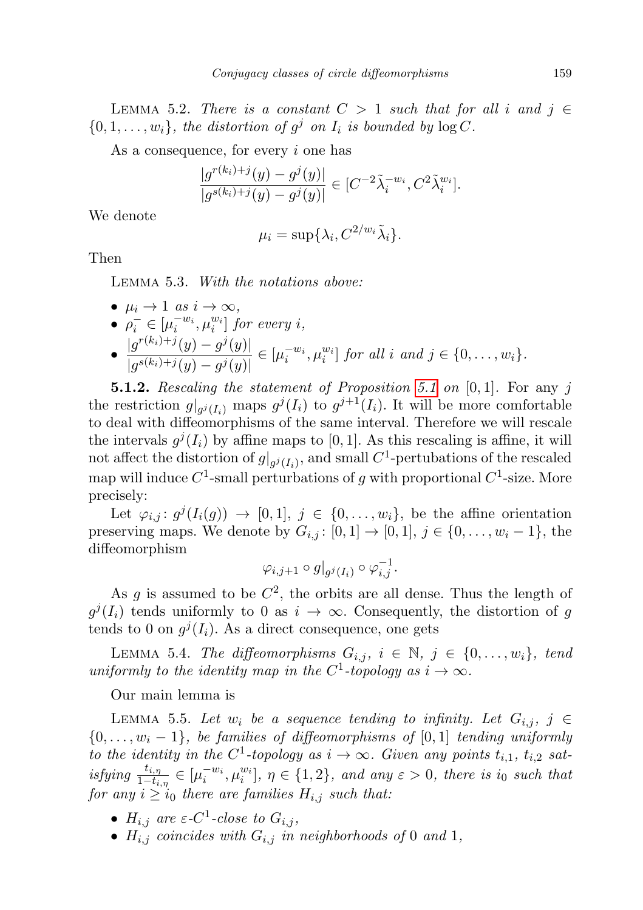LEMMA 5.2. *There is a constant $C > 1$ such that for all $i$ and $j \in \{0, 1, \ldots, w_i\}$, the distortion of $g^j$ on $I_i$ is bounded by $\log C$.*

As a consequence, for every $i$ one has

$$\frac{|g^{r(k_i)+j}(y) - g^j(y)|}{|g^{s(k_i)+j}(y) - g^j(y)|} \in [C^{-2}\tilde{\lambda}_i^{-w_i}, C^2\tilde{\lambda}_i^{w_i}].$$

We denote

$$\mu_i = \sup\{\lambda_i, C^{2/w_i}\tilde{\lambda}_i\}.$$

Then

LEMMA 5.3. *With the notations above:*

- $\mu_i \to 1$ *as* $i \to \infty$,
- $\rho_i^- \in [\mu_i^{-w_i}, \mu_i^{w_i}]$ *for every* $i$,
- $\dfrac{|g^{r(k_i)+j}(y) - g^j(y)|}{|g^{s(k_i)+j}(y) - g^j(y)|} \in [\mu_i^{-w_i}, \mu_i^{w_i}]$ *for all* $i$ *and* $j \in \{0, \ldots, w_i\}$.

**5.1.2.** *Rescaling the statement of Proposition 5.1 on* $[0,1]$. For any $j$ the restriction $g|_{g^j(I_i)}$ maps $g^j(I_i)$ to $g^{j+1}(I_i)$. It will be more comfortable to deal with diffeomorphisms of the same interval. Therefore we will rescale the intervals $g^j(I_i)$ by affine maps to $[0,1]$. As this rescaling is affine, it will not affect the distortion of $g|_{g^j(I_i)}$, and small $C^1$-pertubations of the rescaled map will induce $C^1$-small perturbations of $g$ with proportional $C^1$-size. More precisely:

Let $\varphi_{i,j} \colon g^j(I_i(g)) \to [0,1]$, $j \in \{0, \ldots, w_i\}$, be the affine orientation preserving maps. We denote by $G_{i,j} \colon [0,1] \to [0,1]$, $j \in \{0, \ldots, w_i - 1\}$, the diffeomorphism

$$\varphi_{i,j+1} \circ g|_{g^j(I_i)} \circ \varphi_{i,j}^{-1}.$$

As $g$ is assumed to be $C^2$, the orbits are all dense. Thus the length of $g^j(I_i)$ tends uniformly to 0 as $i \to \infty$. Consequently, the distortion of $g$ tends to 0 on $g^j(I_i)$. As a direct consequence, one gets

LEMMA 5.4. *The diffeomorphisms $G_{i,j}$, $i \in \mathbb{N}$, $j \in \{0, \ldots, w_i\}$, tend uniformly to the identity map in the $C^1$-topology as $i \to \infty$.*

Our main lemma is

LEMMA 5.5. *Let $w_i$ be a sequence tending to infinity. Let $G_{i,j}$, $j \in \{0, \ldots, w_i - 1\}$, be families of diffeomorphisms of $[0,1]$ tending uniformly to the identity in the $C^1$-topology as $i \to \infty$. Given any points $t_{i,1}$, $t_{i,2}$ satisfying $\frac{t_{i,\eta}}{1 - t_{i,\eta}} \in [\mu_i^{-w_i}, \mu_i^{w_i}]$, $\eta \in \{1, 2\}$, and any $\varepsilon > 0$, there is $i_0$ such that for any $i \geq i_0$ there are families $H_{i,j}$ such that:*

- *$H_{i,j}$ are $\varepsilon$-$C^1$-close to $G_{i,j}$,*
- *$H_{i,j}$ coincides with $G_{i,j}$ in neighborhoods of 0 and 1,*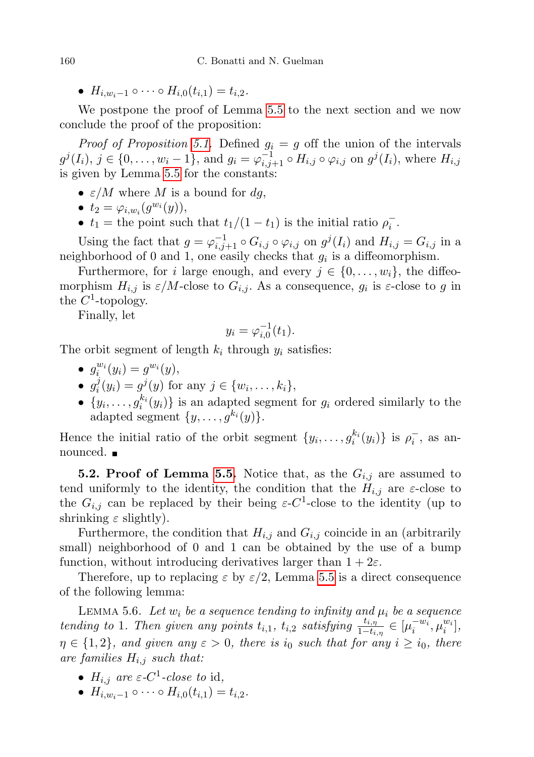- $H_{i,w_i-1} \circ \cdots \circ H_{i,0}(t_{i,1}) = t_{i,2}$.

We postpone the proof of Lemma 5.5 to the next section and we now conclude the proof of the proposition:

*Proof of Proposition 5.1.* Defined $g_i = g$ off the union of the intervals $g^j(I_i)$, $j \in \{0, \dots, w_i - 1\}$, and $g_i = \varphi_{i,j+1}^{-1} \circ H_{i,j} \circ \varphi_{i,j}$ on $g^j(I_i)$, where $H_{i,j}$ is given by Lemma 5.5 for the constants:

- $\varepsilon/M$ where $M$ is a bound for $dg$,
- $t_2 = \varphi_{i,w_i}(g^{w_i}(y))$,
- $t_1 =$ the point such that $t_1/(1-t_1)$ is the initial ratio $\rho_i^-$.

Using the fact that $g = \varphi_{i,j+1}^{-1} \circ G_{i,j} \circ \varphi_{i,j}$ on $g^j(I_i)$ and $H_{i,j} = G_{i,j}$ in a neighborhood of 0 and 1, one easily checks that $g_i$ is a diffeomorphism.

Furthermore, for $i$ large enough, and every $j \in \{0, \dots, w_i\}$, the diffeomorphism $H_{i,j}$ is $\varepsilon/M$-close to $G_{i,j}$. As a consequence, $g_i$ is $\varepsilon$-close to $g$ in the $C^1$-topology.

Finally, let

$$y_i = \varphi_{i,0}^{-1}(t_1).$$

The orbit segment of length $k_i$ through $y_i$ satisfies:

- $g_i^{w_i}(y_i) = g^{w_i}(y)$,
- $g_i^j(y_i) = g^j(y)$ for any $j \in \{w_i, \dots, k_i\}$,
- $\{y_i, \dots, g_i^{k_i}(y_i)\}$ is an adapted segment for $g_i$ ordered similarly to the adapted segment $\{y, \dots, g^{k_i}(y)\}$.

Hence the initial ratio of the orbit segment $\{y_i, \dots, g_i^{k_i}(y_i)\}$ is $\rho_i^-$, as announced. ∎

**5.2. Proof of Lemma 5.5.** Notice that, as the $G_{i,j}$ are assumed to tend uniformly to the identity, the condition that the $H_{i,j}$ are $\varepsilon$-close to the $G_{i,j}$ can be replaced by their being $\varepsilon$-$C^1$-close to the identity (up to shrinking $\varepsilon$ slightly).

Furthermore, the condition that $H_{i,j}$ and $G_{i,j}$ coincide in an (arbitrarily small) neighborhood of 0 and 1 can be obtained by the use of a bump function, without introducing derivatives larger than $1 + 2\varepsilon$.

Therefore, up to replacing $\varepsilon$ by $\varepsilon/2$, Lemma 5.5 is a direct consequence of the following lemma:

LEMMA 5.6. *Let $w_i$ be a sequence tending to infinity and $\mu_i$ be a sequence tending to 1. Then given any points $t_{i,1}$, $t_{i,2}$ satisfying $\frac{t_{i,\eta}}{1-t_{i,\eta}} \in [\mu_i^{-w_i}, \mu_i^{w_i}]$, $\eta \in \{1, 2\}$, and given any $\varepsilon > 0$, there is $i_0$ such that for any $i \geq i_0$, there are families $H_{i,j}$ such that:*

- *$H_{i,j}$ are $\varepsilon$-$C^1$-close to* id,
- $H_{i,w_i-1} \circ \cdots \circ H_{i,0}(t_{i,1}) = t_{i,2}$.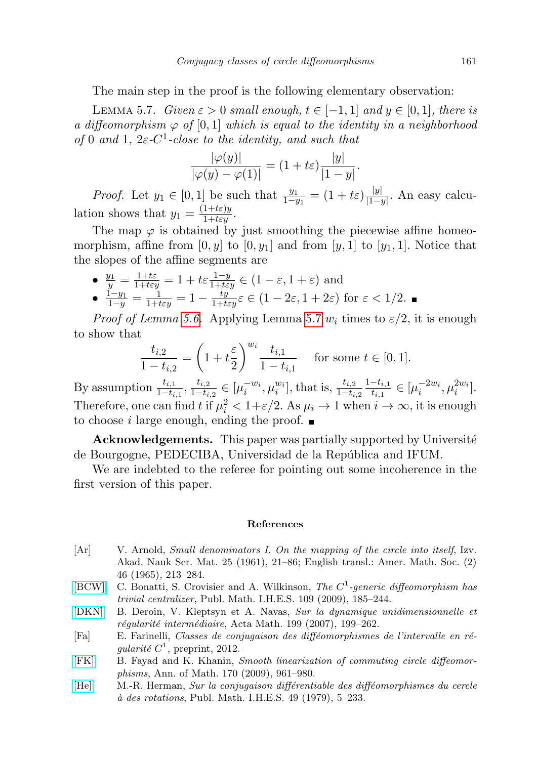The main step in the proof is the following elementary observation:

Lemma 5.7. *Given $\varepsilon > 0$ small enough, $t \in [-1,1]$ and $y \in [0,1]$, there is a diffeomorphism $\varphi$ of $[0,1]$ which is equal to the identity in a neighborhood of 0 and 1, $2\varepsilon$-$C^1$-close to the identity, and such that*

$$\frac{|\varphi(y)|}{|\varphi(y) - \varphi(1)|} = (1 + t\varepsilon)\frac{|y|}{|1-y|}.$$

*Proof.* Let $y_1 \in [0,1]$ be such that $\frac{y_1}{1-y_1} = (1+t\varepsilon)\frac{|y|}{|1-y|}$. An easy calculation shows that $y_1 = \frac{(1+t\varepsilon)y}{1+t\varepsilon y}$.

The map $\varphi$ is obtained by just smoothing the piecewise affine homeomorphism, affine from $[0,y]$ to $[0,y_1]$ and from $[y,1]$ to $[y_1,1]$. Notice that the slopes of the affine segments are

- $\frac{y_1}{y} = \frac{1+t\varepsilon}{1+t\varepsilon y} = 1 + t\varepsilon\frac{1-y}{1+t\varepsilon y} \in (1-\varepsilon, 1+\varepsilon)$ and
- $\frac{1-y_1}{1-y} = \frac{1}{1+t\varepsilon y} = 1 - \frac{ty}{1+t\varepsilon y}\varepsilon \in (1-2\varepsilon, 1+2\varepsilon)$ for $\varepsilon < 1/2$. ∎

*Proof of Lemma 5.6.* Applying Lemma 5.7 $w_i$ times to $\varepsilon/2$, it is enough to show that

$$\frac{t_{i,2}}{1-t_{i,2}} = \left(1 + t\frac{\varepsilon}{2}\right)^{w_i}\frac{t_{i,1}}{1-t_{i,1}} \quad \text{for some } t \in [0,1].$$

By assumption $\frac{t_{i,1}}{1-t_{i,1}}, \frac{t_{i,2}}{1-t_{i,2}} \in [\mu_i^{-w_i}, \mu_i^{w_i}]$, that is, $\frac{t_{i,2}}{1-t_{i,2}}\frac{1-t_{i,1}}{t_{i,1}} \in [\mu_i^{-2w_i}, \mu_i^{2w_i}]$. Therefore, one can find $t$ if $\mu_i^2 < 1+\varepsilon/2$. As $\mu_i \to 1$ when $i \to \infty$, it is enough to choose $i$ large enough, ending the proof. ∎

**Acknowledgements.** This paper was partially supported by Université de Bourgogne, PEDECIBA, Universidad de la República and IFUM.

We are indebted to the referee for pointing out some incoherence in the first version of this paper.

## References

[Ar] V. Arnold, *Small denominators I. On the mapping of the circle into itself*, Izv. Akad. Nauk Ser. Mat. 25 (1961), 21–86; English transl.: Amer. Math. Soc. (2) 46 (1965), 213–284.

[BCW] C. Bonatti, S. Crovisier and A. Wilkinson, *The $C^1$-generic diffeomorphism has trivial centralizer*, Publ. Math. I.H.E.S. 109 (2009), 185–244.

[DKN] B. Deroin, V. Kleptsyn et A. Navas, *Sur la dynamique unidimensionnelle et régularité intermédiaire*, Acta Math. 199 (2007), 199–262.

[Fa] E. Farinelli, *Classes de conjugaison des difféomorphismes de l'intervalle en régularité $C^1$*, preprint, 2012.

[FK] B. Fayad and K. Khanin, *Smooth linearization of commuting circle diffeomorphisms*, Ann. of Math. 170 (2009), 961–980.

[He] M.-R. Herman, *Sur la conjugaison différentiable des difféomorphismes du cercle à des rotations*, Publ. Math. I.H.E.S. 49 (1979), 5–233.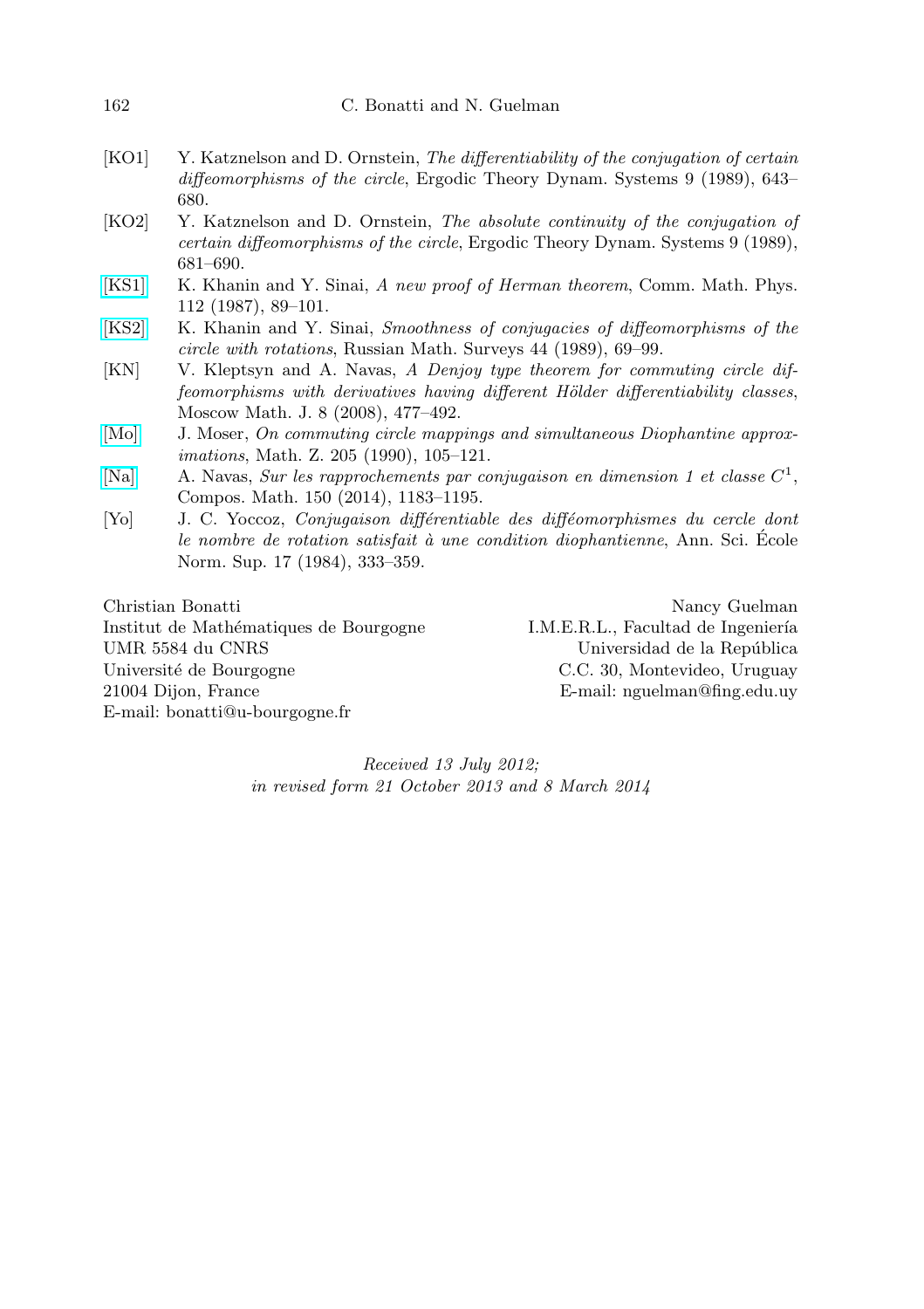[KO1] Y. Katznelson and D. Ornstein, *The differentiability of the conjugation of certain diffeomorphisms of the circle*, Ergodic Theory Dynam. Systems 9 (1989), 643–680.

[KO2] Y. Katznelson and D. Ornstein, *The absolute continuity of the conjugation of certain diffeomorphisms of the circle*, Ergodic Theory Dynam. Systems 9 (1989), 681–690.

[KS1] K. Khanin and Y. Sinai, *A new proof of Herman theorem*, Comm. Math. Phys. 112 (1987), 89–101.

[KS2] K. Khanin and Y. Sinai, *Smoothness of conjugacies of diffeomorphisms of the circle with rotations*, Russian Math. Surveys 44 (1989), 69–99.

[KN] V. Kleptsyn and A. Navas, *A Denjoy type theorem for commuting circle diffeomorphisms with derivatives having different Hölder differentiability classes*, Moscow Math. J. 8 (2008), 477–492.

[Mo] J. Moser, *On commuting circle mappings and simultaneous Diophantine approximations*, Math. Z. 205 (1990), 105–121.

[Na] A. Navas, *Sur les rapprochements par conjugaison en dimension 1 et classe $C^1$*, Compos. Math. 150 (2014), 1183–1195.

[Yo] J. C. Yoccoz, *Conjugaison différentiable des difféomorphismes du cercle dont le nombre de rotation satisfait à une condition diophantienne*, Ann. Sci. École Norm. Sup. 17 (1984), 333–359.

Christian Bonatti
Institut de Mathématiques de Bourgogne
UMR 5584 du CNRS
Université de Bourgogne
21004 Dijon, France
E-mail: bonatti@u-bourgogne.fr

Nancy Guelman
I.M.E.R.L., Facultad de Ingeniería
Universidad de la República
C.C. 30, Montevideo, Uruguay
E-mail: nguelman@fing.edu.uy

*Received 13 July 2012;*
*in revised form 21 October 2013 and 8 March 2014*